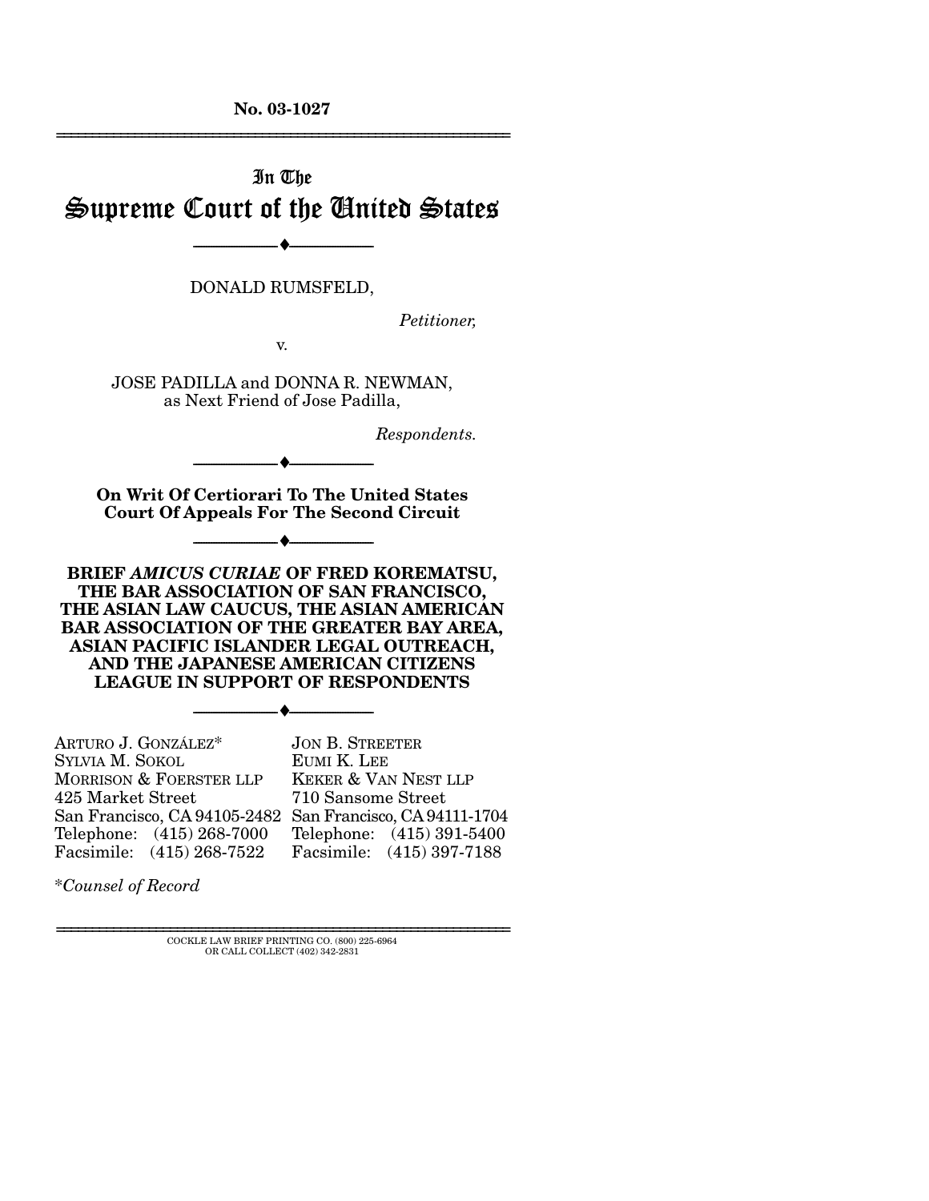No. 03-1027

# In The Supreme Court of the United States

---

DONALD RUMSFELD,

*Petitioner,*

v.

JOSE PADILLA and DONNA R. NEWMAN, as Next Friend of Jose Padilla,

*Respondents.*

---

**On Writ Of Certiorari To The United States Court Of Appeals For The Second Circuit**

---

**BRIEF *AMICUS CURIAE* OF FRED KOREMATSU, THE BAR ASSOCIATION OF SAN FRANCISCO, THE ASIAN LAW CAUCUS, THE ASIAN AMERICAN BAR ASSOCIATION OF THE GREATER BAY AREA, ASIAN PACIFIC ISLANDER LEGAL OUTREACH, AND THE JAPANESE AMERICAN CITIZENS LEAGUE IN SUPPORT OF RESPONDENTS**

---

ARTURO J. GONZÁLEZ*
SYLVIA M. SOKOL
MORRISON & FOERSTER LLP
425 Market Street
San Francisco, CA 94105-2482
Telephone: (415) 268-7000
Facsimile: (415) 268-7522

JON B. STREETER
EUMI K. LEE
KEKER & VAN NEST LLP
710 Sansome Street
San Francisco, CA 94111-1704
Telephone: (415) 391-5400
Facsimile: (415) 397-7188

*Counsel of Record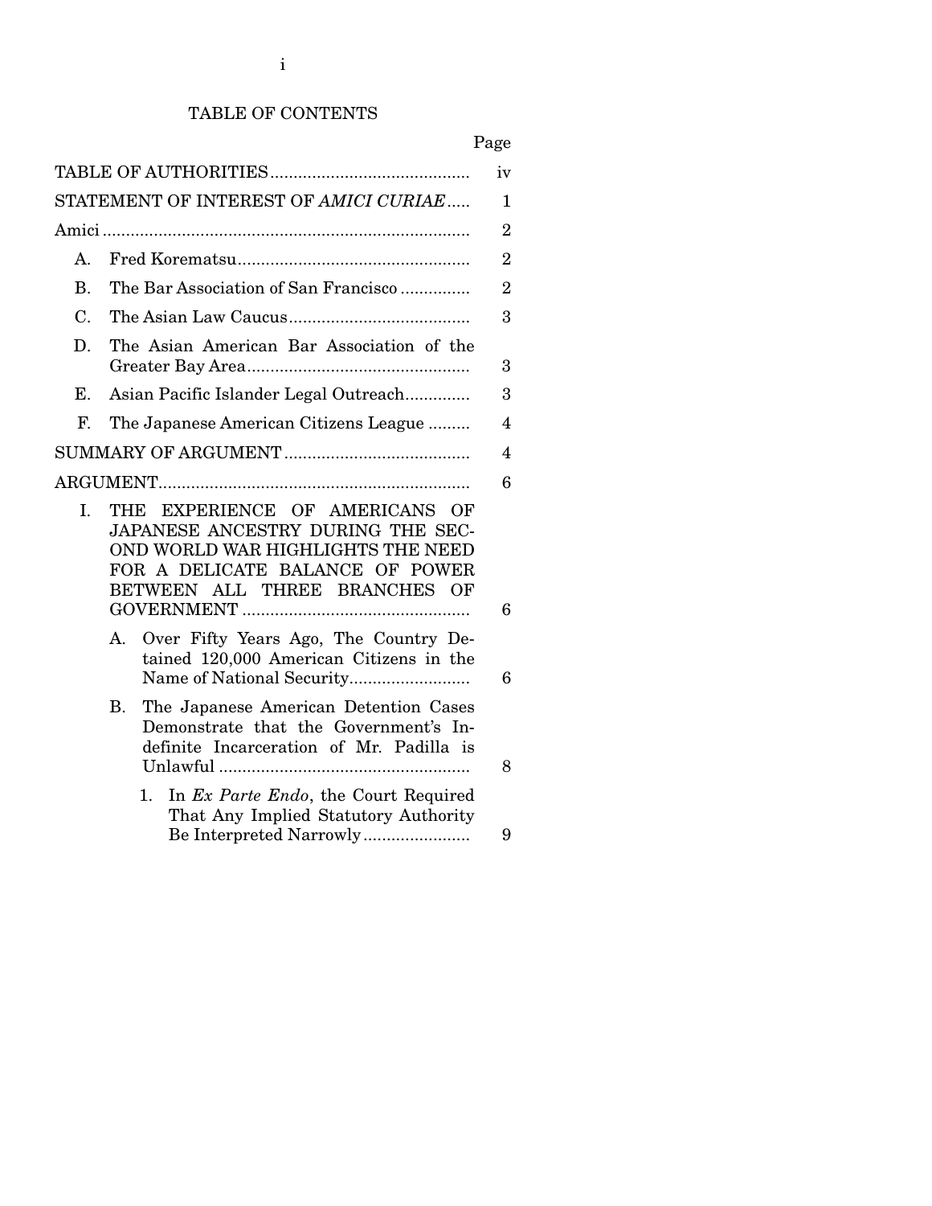# TABLE OF CONTENTS

| | Page |
|---|---|
| TABLE OF AUTHORITIES | iv |
| STATEMENT OF INTEREST OF *AMICI CURIAE* | 1 |
| Amici | 2 |
| A. Fred Korematsu | 2 |
| B. The Bar Association of San Francisco | 2 |
| C. The Asian Law Caucus | 3 |
| D. The Asian American Bar Association of the Greater Bay Area | 3 |
| E. Asian Pacific Islander Legal Outreach | 3 |
| F. The Japanese American Citizens League | 4 |
| SUMMARY OF ARGUMENT | 4 |
| ARGUMENT | 6 |
| I. THE EXPERIENCE OF AMERICANS OF JAPANESE ANCESTRY DURING THE SECOND WORLD WAR HIGHLIGHTS THE NEED FOR A DELICATE BALANCE OF POWER BETWEEN ALL THREE BRANCHES OF GOVERNMENT | 6 |
| A. Over Fifty Years Ago, The Country Detained 120,000 American Citizens in the Name of National Security | 6 |
| B. The Japanese American Detention Cases Demonstrate that the Government's Indefinite Incarceration of Mr. Padilla is Unlawful | 8 |
| 1. In *Ex Parte Endo*, the Court Required That Any Implied Statutory Authority Be Interpreted Narrowly | 9 |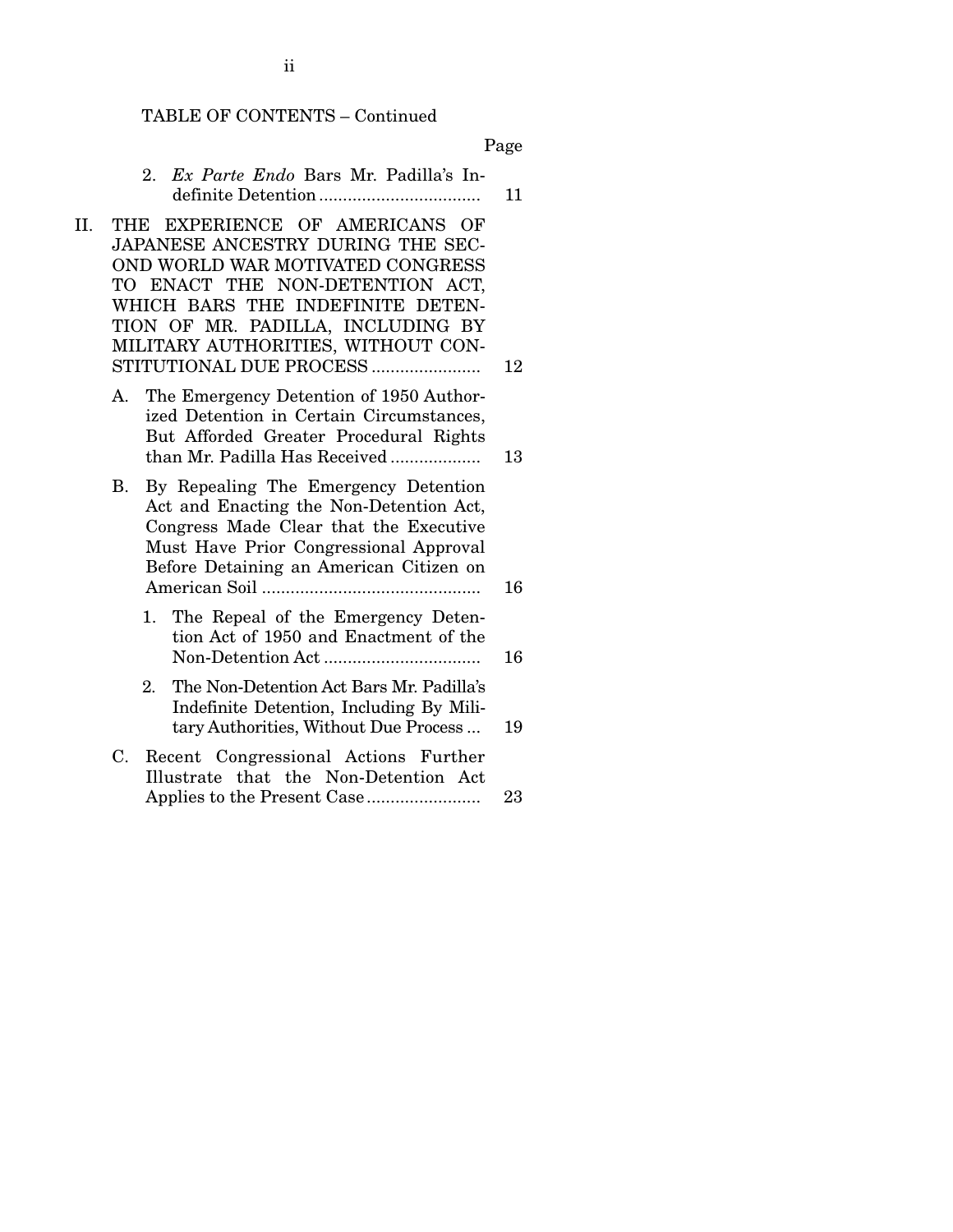TABLE OF CONTENTS – Continued

| | Page |
|---|---|
| 2. *Ex Parte Endo* Bars Mr. Padilla's Indefinite Detention | 11 |
| II. THE EXPERIENCE OF AMERICANS OF JAPANESE ANCESTRY DURING THE SECOND WORLD WAR MOTIVATED CONGRESS TO ENACT THE NON-DETENTION ACT, WHICH BARS THE INDEFINITE DETENTION OF MR. PADILLA, INCLUDING BY MILITARY AUTHORITIES, WITHOUT CONSTITUTIONAL DUE PROCESS | 12 |
| A. The Emergency Detention of 1950 Authorized Detention in Certain Circumstances, But Afforded Greater Procedural Rights than Mr. Padilla Has Received | 13 |
| B. By Repealing The Emergency Detention Act and Enacting the Non-Detention Act, Congress Made Clear that the Executive Must Have Prior Congressional Approval Before Detaining an American Citizen on American Soil | 16 |
| 1. The Repeal of the Emergency Detention Act of 1950 and Enactment of the Non-Detention Act | 16 |
| 2. The Non-Detention Act Bars Mr. Padilla's Indefinite Detention, Including By Military Authorities, Without Due Process | 19 |
| C. Recent Congressional Actions Further Illustrate that the Non-Detention Act Applies to the Present Case | 23 |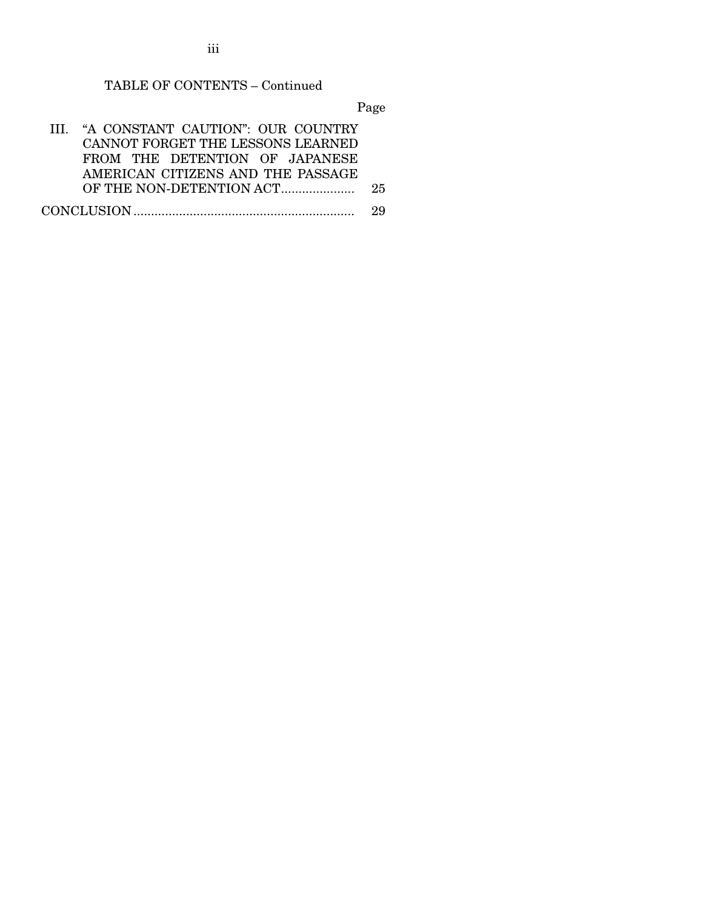TABLE OF CONTENTS – Continued

| | Page |
|---|---|
| III. "A CONSTANT CAUTION": OUR COUNTRY CANNOT FORGET THE LESSONS LEARNED FROM THE DETENTION OF JAPANESE AMERICAN CITIZENS AND THE PASSAGE OF THE NON-DETENTION ACT | 25 |
| CONCLUSION | 29 |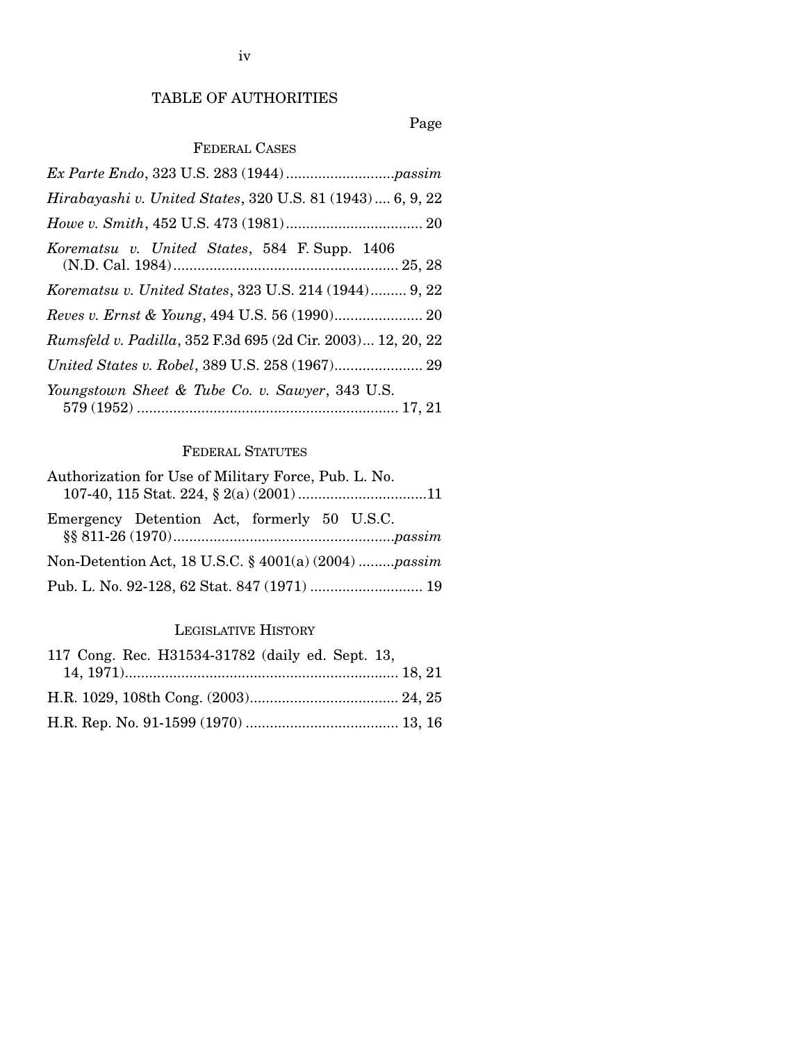# TABLE OF AUTHORITIES

Page

## FEDERAL CASES

*Ex Parte Endo*, 323 U.S. 283 (1944) .......................... *passim*

*Hirabayashi v. United States*, 320 U.S. 81 (1943) .... 6, 9, 22

*Howe v. Smith*, 452 U.S. 473 (1981) .................................. 20

*Korematsu v. United States*, 584 F. Supp. 1406 (N.D. Cal. 1984) ........................................................ 25, 28

*Korematsu v. United States*, 323 U.S. 214 (1944) ......... 9, 22

*Reves v. Ernst & Young*, 494 U.S. 56 (1990) ...................... 20

*Rumsfeld v. Padilla*, 352 F.3d 695 (2d Cir. 2003) ... 12, 20, 22

*United States v. Robel*, 389 U.S. 258 (1967) ...................... 29

*Youngstown Sheet & Tube Co. v. Sawyer*, 343 U.S. 579 (1952) ................................................................ 17, 21

## FEDERAL STATUTES

Authorization for Use of Military Force, Pub. L. No. 107-40, 115 Stat. 224, § 2(a) (2001) ................................11

Emergency Detention Act, formerly 50 U.S.C. §§ 811-26 (1970) ...................................................... *passim*

Non-Detention Act, 18 U.S.C. § 4001(a) (2004) ......... *passim*

Pub. L. No. 92-128, 62 Stat. 847 (1971) ............................ 19

## LEGISLATIVE HISTORY

117 Cong. Rec. H31534-31782 (daily ed. Sept. 13, 14, 1971) ................................................................... 18, 21

H.R. 1029, 108th Cong. (2003) ..................................... 24, 25

H.R. Rep. No. 91-1599 (1970) ...................................... 13, 16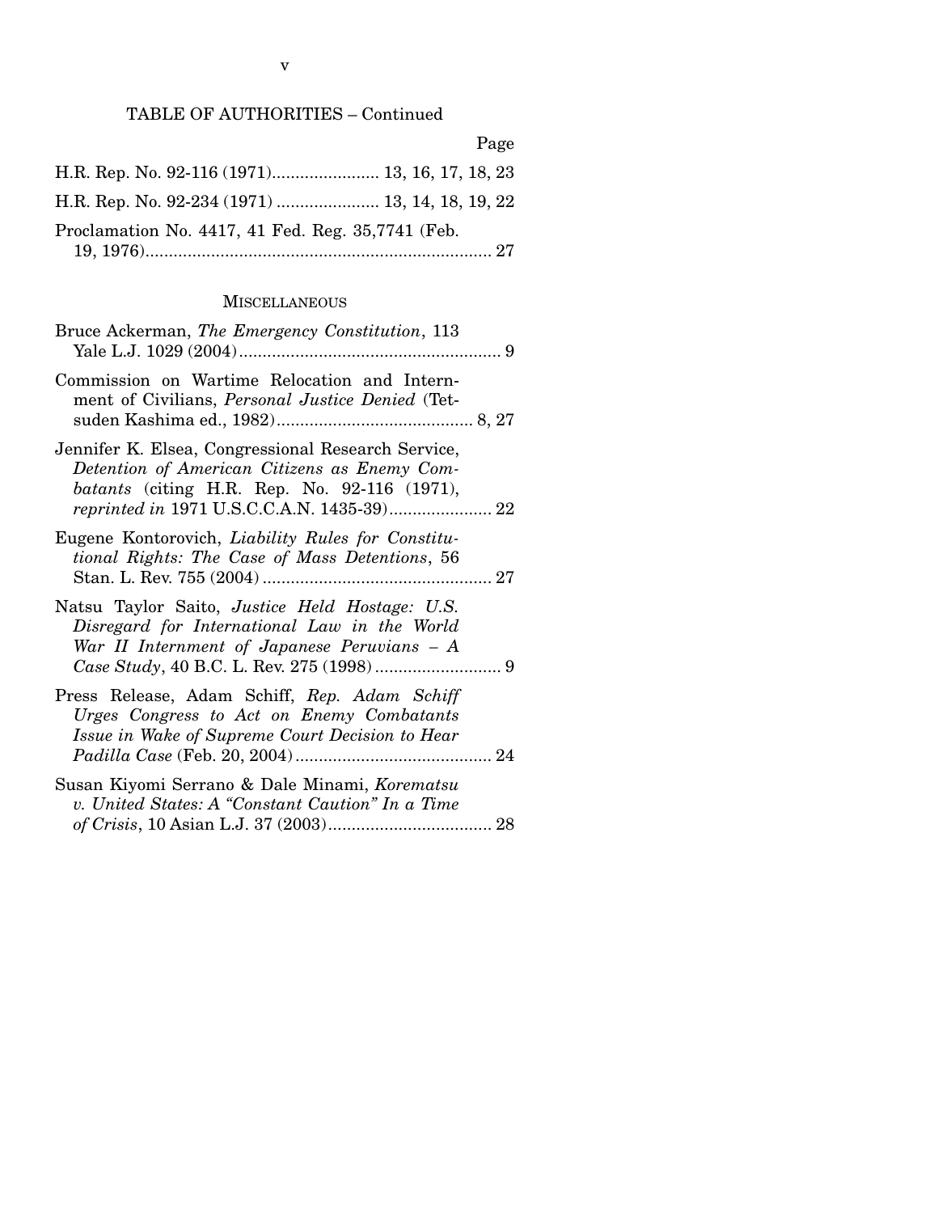## TABLE OF AUTHORITIES – Continued

Page

H.R. Rep. No. 92-116 (1971)........................ 13, 16, 17, 18, 23

H.R. Rep. No. 92-234 (1971) ...................... 13, 14, 18, 19, 22

Proclamation No. 4417, 41 Fed. Reg. 35,7741 (Feb. 19, 1976)........................................................................... 27

### MISCELLANEOUS

Bruce Ackerman, *The Emergency Constitution*, 113 Yale L.J. 1029 (2004)........................................................ 9

Commission on Wartime Relocation and Internment of Civilians, *Personal Justice Denied* (Tetsuden Kashima ed., 1982).......................................... 8, 27

Jennifer K. Elsea, Congressional Research Service, *Detention of American Citizens as Enemy Combatants* (citing H.R. Rep. No. 92-116 (1971), *reprinted in* 1971 U.S.C.C.A.N. 1435-39)...................... 22

Eugene Kontorovich, *Liability Rules for Constitutional Rights: The Case of Mass Detentions*, 56 Stan. L. Rev. 755 (2004) ................................................. 27

Natsu Taylor Saito, *Justice Held Hostage: U.S. Disregard for International Law in the World War II Internment of Japanese Peruvians – A Case Study*, 40 B.C. L. Rev. 275 (1998) ........................... 9

Press Release, Adam Schiff, *Rep. Adam Schiff Urges Congress to Act on Enemy Combatants Issue in Wake of Supreme Court Decision to Hear Padilla Case* (Feb. 20, 2004) .......................................... 24

Susan Kiyomi Serrano & Dale Minami, *Korematsu v. United States: A "Constant Caution" In a Time of Crisis*, 10 Asian L.J. 37 (2003)................................... 28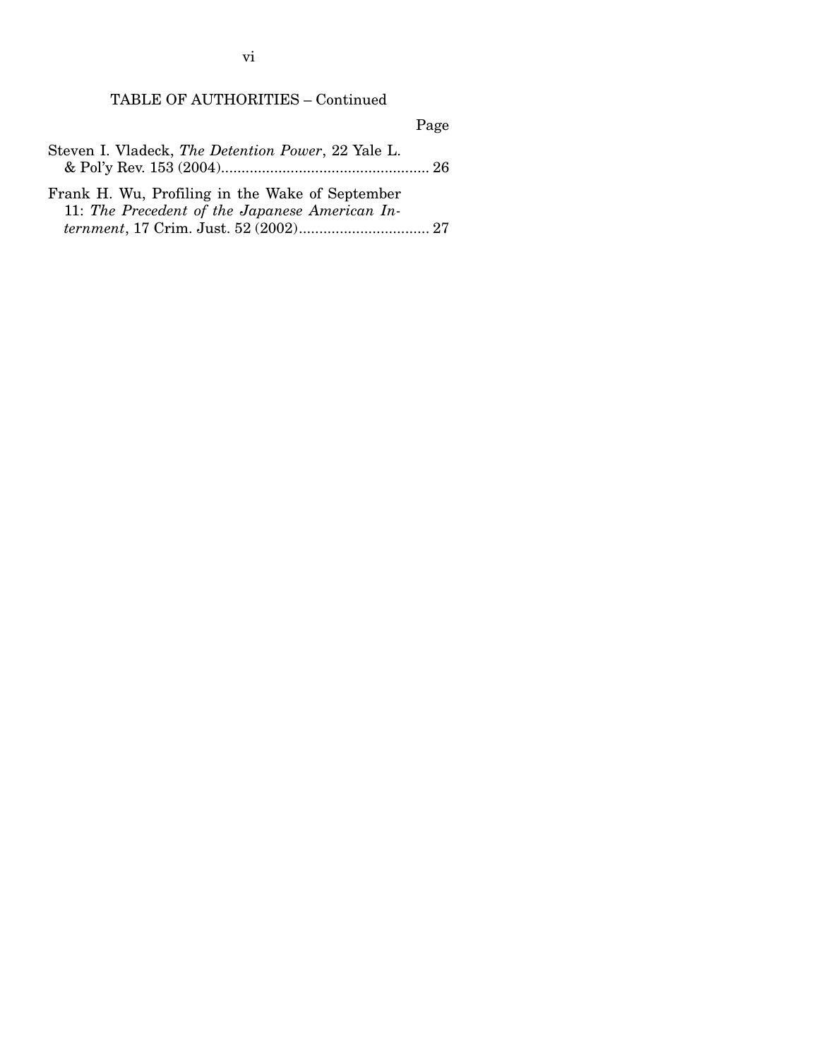TABLE OF AUTHORITIES – Continued

| | Page |
|---|---|
| Steven I. Vladeck, *The Detention Power*, 22 Yale L. & Pol'y Rev. 153 (2004) | 26 |
| Frank H. Wu, Profiling in the Wake of September 11: *The Precedent of the Japanese American Internment*, 17 Crim. Just. 52 (2002) | 27 |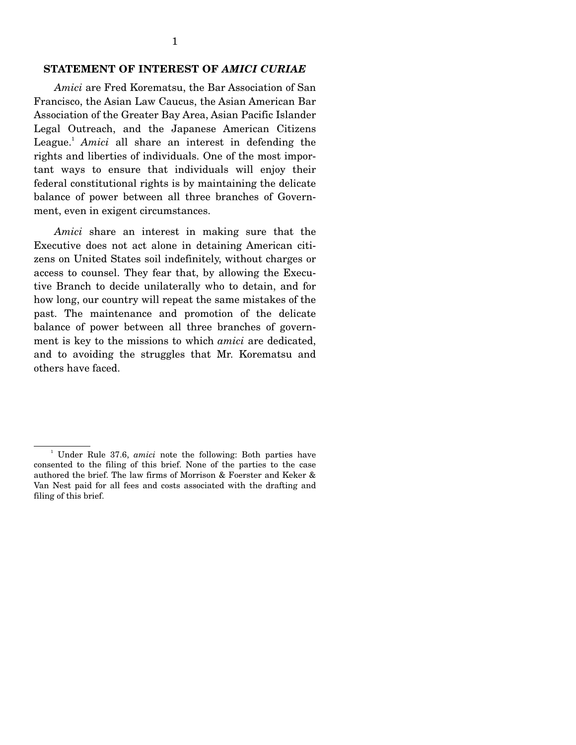## STATEMENT OF INTEREST OF *AMICI CURIAE*

*Amici* are Fred Korematsu, the Bar Association of San Francisco, the Asian Law Caucus, the Asian American Bar Association of the Greater Bay Area, Asian Pacific Islander Legal Outreach, and the Japanese American Citizens League.[1] *Amici* all share an interest in defending the rights and liberties of individuals. One of the most important ways to ensure that individuals will enjoy their federal constitutional rights is by maintaining the delicate balance of power between all three branches of Government, even in exigent circumstances.

*Amici* share an interest in making sure that the Executive does not act alone in detaining American citizens on United States soil indefinitely, without charges or access to counsel. They fear that, by allowing the Executive Branch to decide unilaterally who to detain, and for how long, our country will repeat the same mistakes of the past. The maintenance and promotion of the delicate balance of power between all three branches of government is key to the missions to which *amici* are dedicated, and to avoiding the struggles that Mr. Korematsu and others have faced.

---

[1] Under Rule 37.6, *amici* note the following: Both parties have consented to the filing of this brief. None of the parties to the case authored the brief. The law firms of Morrison & Foerster and Keker & Van Nest paid for all fees and costs associated with the drafting and filing of this brief.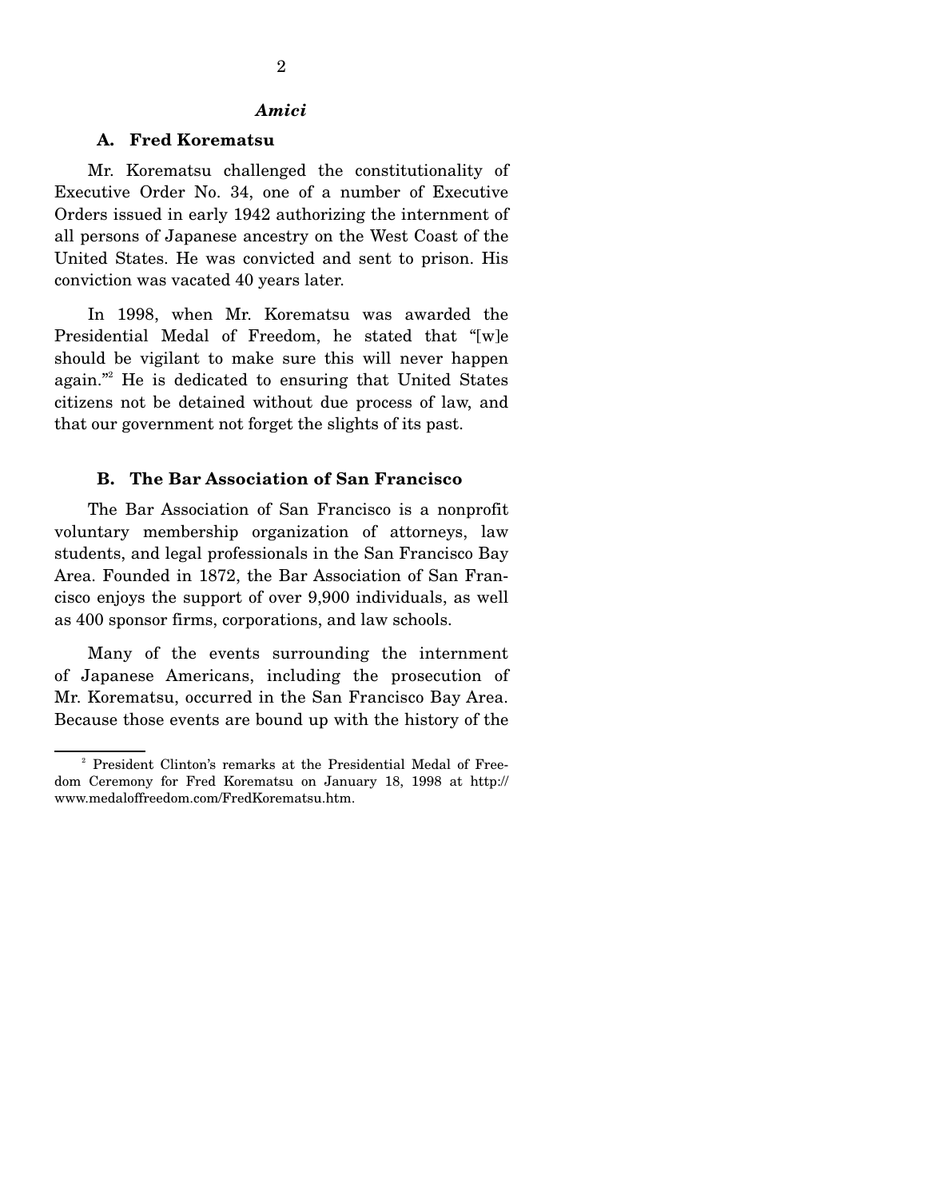## *Amici*

### A. Fred Korematsu

Mr. Korematsu challenged the constitutionality of Executive Order No. 34, one of a number of Executive Orders issued in early 1942 authorizing the internment of all persons of Japanese ancestry on the West Coast of the United States. He was convicted and sent to prison. His conviction was vacated 40 years later.

In 1998, when Mr. Korematsu was awarded the Presidential Medal of Freedom, he stated that "[w]e should be vigilant to make sure this will never happen again."[2] He is dedicated to ensuring that United States citizens not be detained without due process of law, and that our government not forget the slights of its past.

### B. The Bar Association of San Francisco

The Bar Association of San Francisco is a nonprofit voluntary membership organization of attorneys, law students, and legal professionals in the San Francisco Bay Area. Founded in 1872, the Bar Association of San Francisco enjoys the support of over 9,900 individuals, as well as 400 sponsor firms, corporations, and law schools.

Many of the events surrounding the internment of Japanese Americans, including the prosecution of Mr. Korematsu, occurred in the San Francisco Bay Area. Because those events are bound up with the history of the

---

[2] President Clinton's remarks at the Presidential Medal of Freedom Ceremony for Fred Korematsu on January 18, 1998 at http://www.medaloffreedom.com/FredKorematsu.htm.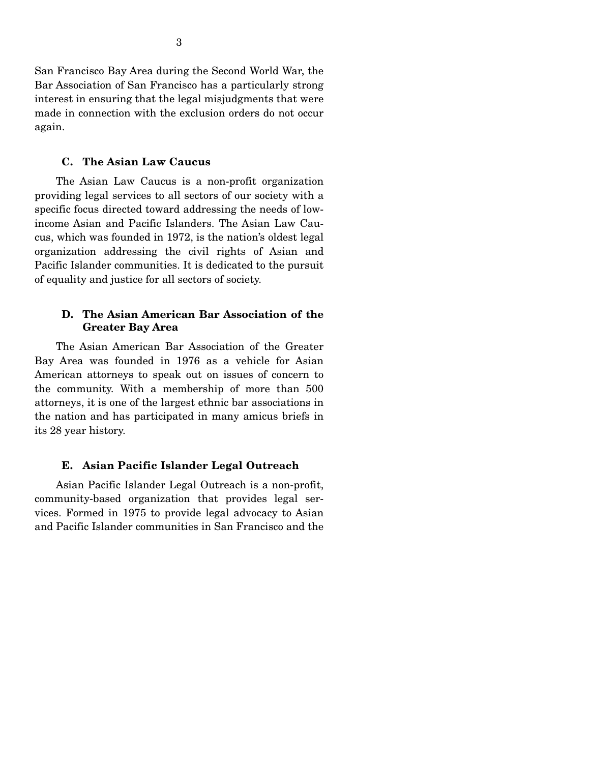San Francisco Bay Area during the Second World War, the Bar Association of San Francisco has a particularly strong interest in ensuring that the legal misjudgments that were made in connection with the exclusion orders do not occur again.

### C. The Asian Law Caucus

The Asian Law Caucus is a non-profit organization providing legal services to all sectors of our society with a specific focus directed toward addressing the needs of low-income Asian and Pacific Islanders. The Asian Law Caucus, which was founded in 1972, is the nation's oldest legal organization addressing the civil rights of Asian and Pacific Islander communities. It is dedicated to the pursuit of equality and justice for all sectors of society.

### D. The Asian American Bar Association of the Greater Bay Area

The Asian American Bar Association of the Greater Bay Area was founded in 1976 as a vehicle for Asian American attorneys to speak out on issues of concern to the community. With a membership of more than 500 attorneys, it is one of the largest ethnic bar associations in the nation and has participated in many amicus briefs in its 28 year history.

### E. Asian Pacific Islander Legal Outreach

Asian Pacific Islander Legal Outreach is a non-profit, community-based organization that provides legal services. Formed in 1975 to provide legal advocacy to Asian and Pacific Islander communities in San Francisco and the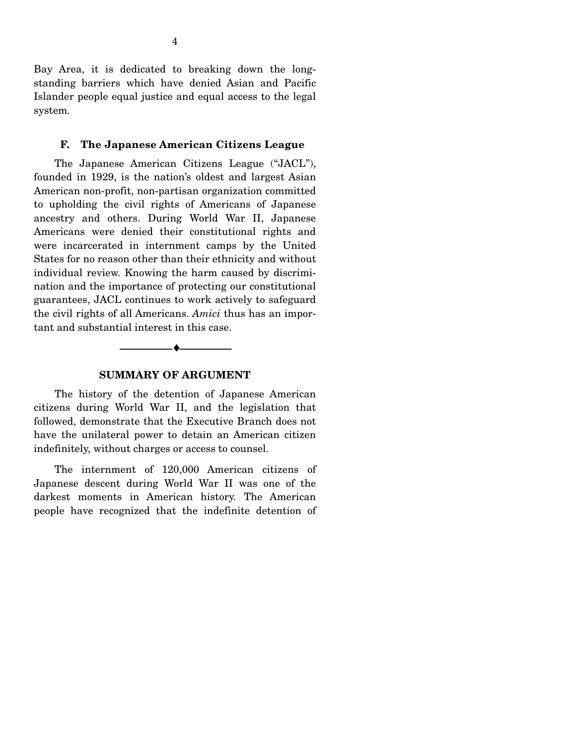Bay Area, it is dedicated to breaking down the long-standing barriers which have denied Asian and Pacific Islander people equal justice and equal access to the legal system.

### F. The Japanese American Citizens League

The Japanese American Citizens League ("JACL"), founded in 1929, is the nation's oldest and largest Asian American non-profit, non-partisan organization committed to upholding the civil rights of Americans of Japanese ancestry and others. During World War II, Japanese Americans were denied their constitutional rights and were incarcerated in internment camps by the United States for no reason other than their ethnicity and without individual review. Knowing the harm caused by discrimination and the importance of protecting our constitutional guarantees, JACL continues to work actively to safeguard the civil rights of all Americans. *Amici* thus has an important and substantial interest in this case.

---

## SUMMARY OF ARGUMENT

The history of the detention of Japanese American citizens during World War II, and the legislation that followed, demonstrate that the Executive Branch does not have the unilateral power to detain an American citizen indefinitely, without charges or access to counsel.

The internment of 120,000 American citizens of Japanese descent during World War II was one of the darkest moments in American history. The American people have recognized that the indefinite detention of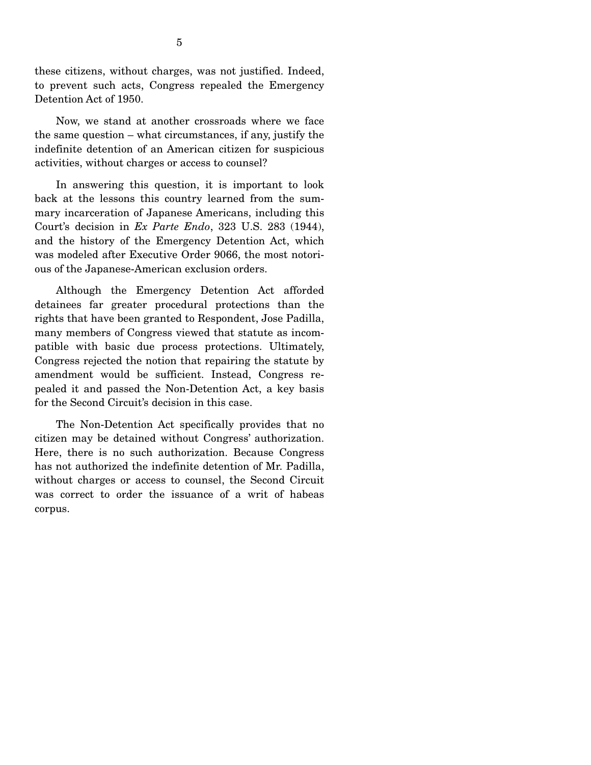these citizens, without charges, was not justified. Indeed, to prevent such acts, Congress repealed the Emergency Detention Act of 1950.

Now, we stand at another crossroads where we face the same question – what circumstances, if any, justify the indefinite detention of an American citizen for suspicious activities, without charges or access to counsel?

In answering this question, it is important to look back at the lessons this country learned from the summary incarceration of Japanese Americans, including this Court's decision in *Ex Parte Endo*, 323 U.S. 283 (1944), and the history of the Emergency Detention Act, which was modeled after Executive Order 9066, the most notorious of the Japanese-American exclusion orders.

Although the Emergency Detention Act afforded detainees far greater procedural protections than the rights that have been granted to Respondent, Jose Padilla, many members of Congress viewed that statute as incompatible with basic due process protections. Ultimately, Congress rejected the notion that repairing the statute by amendment would be sufficient. Instead, Congress repealed it and passed the Non-Detention Act, a key basis for the Second Circuit's decision in this case.

The Non-Detention Act specifically provides that no citizen may be detained without Congress' authorization. Here, there is no such authorization. Because Congress has not authorized the indefinite detention of Mr. Padilla, without charges or access to counsel, the Second Circuit was correct to order the issuance of a writ of habeas corpus.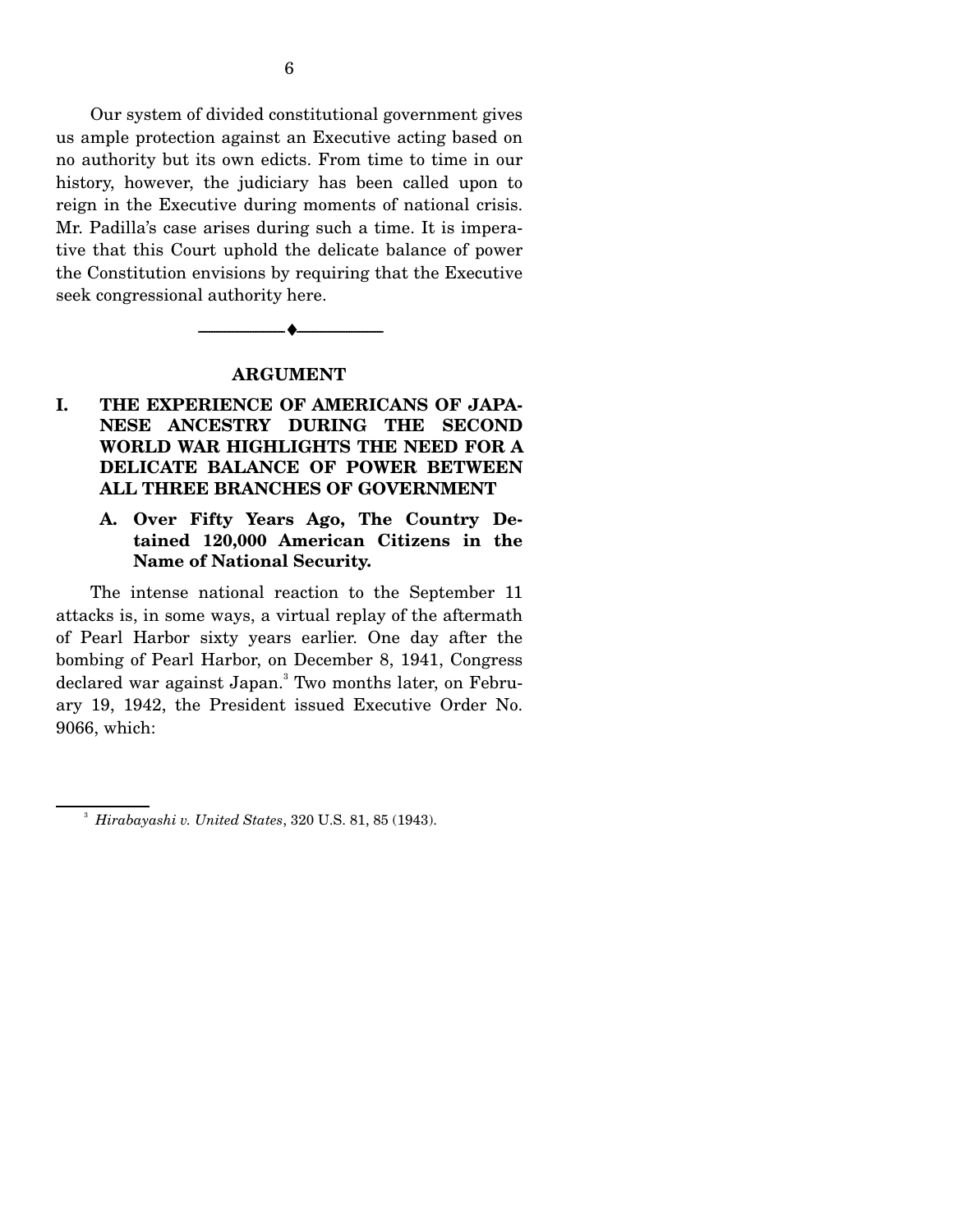Our system of divided constitutional government gives us ample protection against an Executive acting based on no authority but its own edicts. From time to time in our history, however, the judiciary has been called upon to reign in the Executive during moments of national crisis. Mr. Padilla's case arises during such a time. It is imperative that this Court uphold the delicate balance of power the Constitution envisions by requiring that the Executive seek congressional authority here.

---

## ARGUMENT

### I. THE EXPERIENCE OF AMERICANS OF JAPANESE ANCESTRY DURING THE SECOND WORLD WAR HIGHLIGHTS THE NEED FOR A DELICATE BALANCE OF POWER BETWEEN ALL THREE BRANCHES OF GOVERNMENT

#### A. Over Fifty Years Ago, The Country Detained 120,000 American Citizens in the Name of National Security.

The intense national reaction to the September 11 attacks is, in some ways, a virtual replay of the aftermath of Pearl Harbor sixty years earlier. One day after the bombing of Pearl Harbor, on December 8, 1941, Congress declared war against Japan.[3] Two months later, on February 19, 1942, the President issued Executive Order No. 9066, which:

[3] *Hirabayashi v. United States*, 320 U.S. 81, 85 (1943).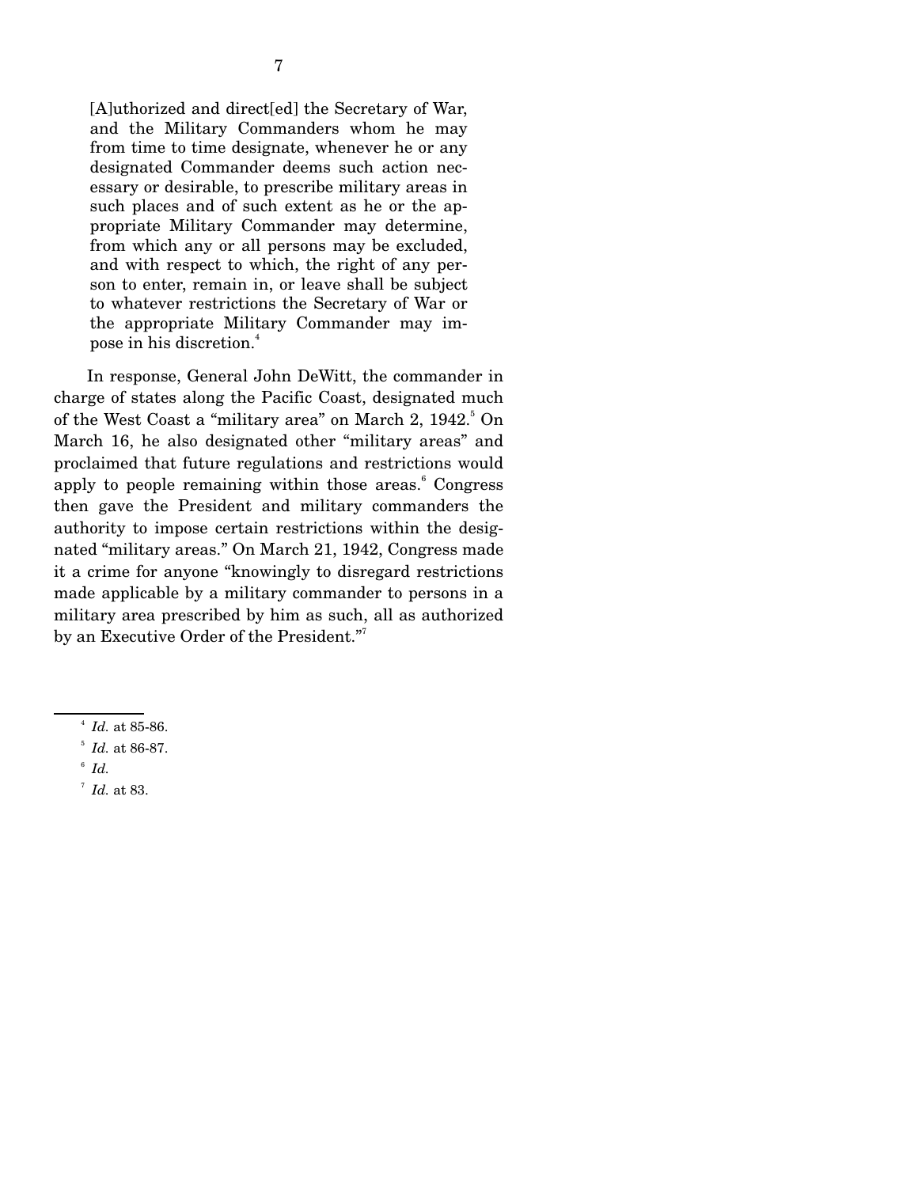> [A]uthorized and direct[ed] the Secretary of War, and the Military Commanders whom he may from time to time designate, whenever he or any designated Commander deems such action necessary or desirable, to prescribe military areas in such places and of such extent as he or the appropriate Military Commander may determine, from which any or all persons may be excluded, and with respect to which, the right of any person to enter, remain in, or leave shall be subject to whatever restrictions the Secretary of War or the appropriate Military Commander may impose in his discretion.[4]

In response, General John DeWitt, the commander in charge of states along the Pacific Coast, designated much of the West Coast a "military area" on March 2, 1942.[5] On March 16, he also designated other "military areas" and proclaimed that future regulations and restrictions would apply to people remaining within those areas.[6] Congress then gave the President and military commanders the authority to impose certain restrictions within the designated "military areas." On March 21, 1942, Congress made it a crime for anyone "knowingly to disregard restrictions made applicable by a military commander to persons in a military area prescribed by him as such, all as authorized by an Executive Order of the President."[7]

---

[4] *Id.* at 85-86.

[5] *Id.* at 86-87.

[6] *Id.*

[7] *Id.* at 83.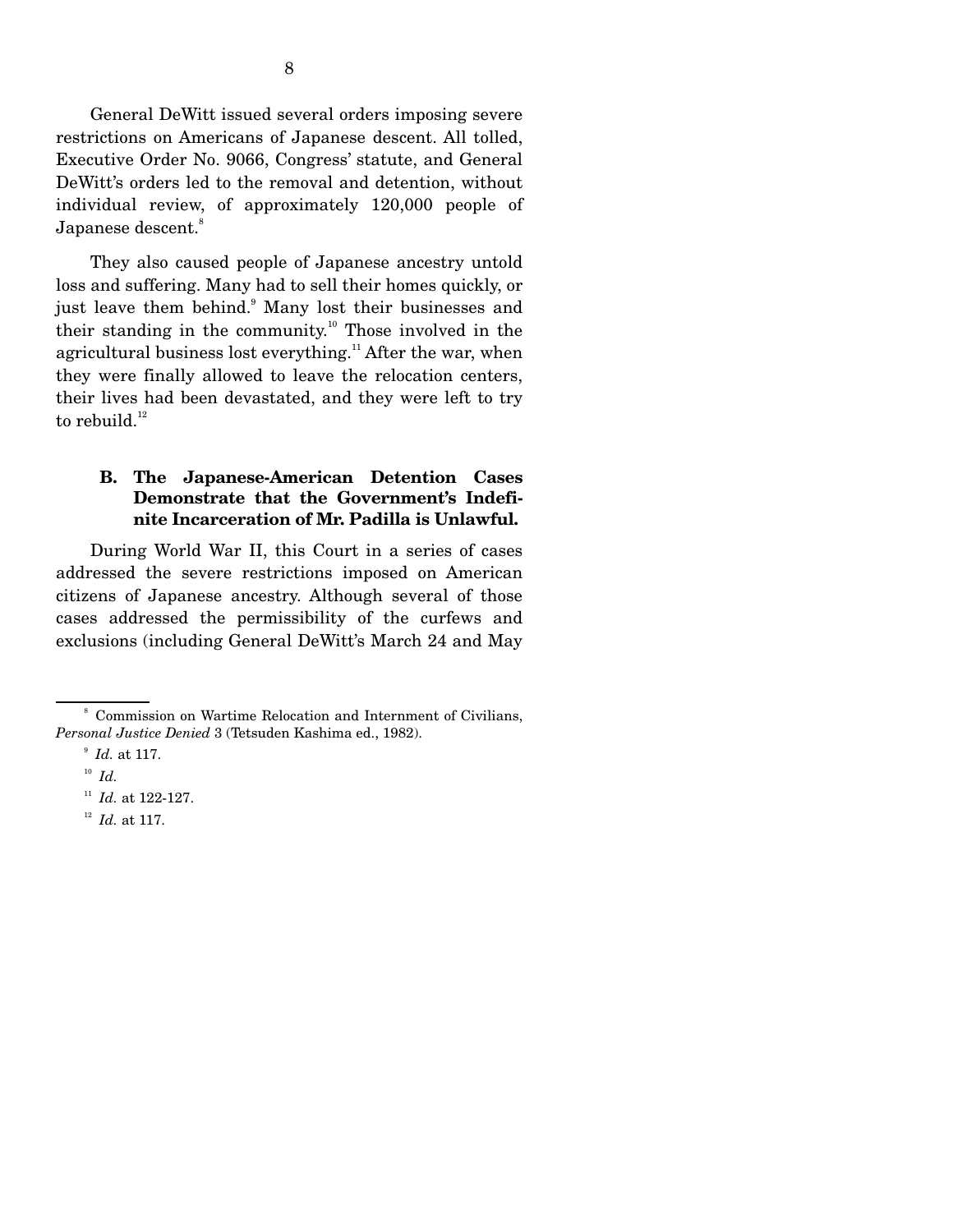General DeWitt issued several orders imposing severe restrictions on Americans of Japanese descent. All tolled, Executive Order No. 9066, Congress' statute, and General DeWitt's orders led to the removal and detention, without individual review, of approximately 120,000 people of Japanese descent.[8]

They also caused people of Japanese ancestry untold loss and suffering. Many had to sell their homes quickly, or just leave them behind.[9] Many lost their businesses and their standing in the community.[10] Those involved in the agricultural business lost everything.[11] After the war, when they were finally allowed to leave the relocation centers, their lives had been devastated, and they were left to try to rebuild.[12]

### B. The Japanese-American Detention Cases Demonstrate that the Government's Indefinite Incarceration of Mr. Padilla is Unlawful.

During World War II, this Court in a series of cases addressed the severe restrictions imposed on American citizens of Japanese ancestry. Although several of those cases addressed the permissibility of the curfews and exclusions (including General DeWitt's March 24 and May

---

[8] Commission on Wartime Relocation and Internment of Civilians, *Personal Justice Denied* 3 (Tetsuden Kashima ed., 1982).

[9] *Id.* at 117.

[10] *Id.*

[11] *Id.* at 122-127.

[12] *Id.* at 117.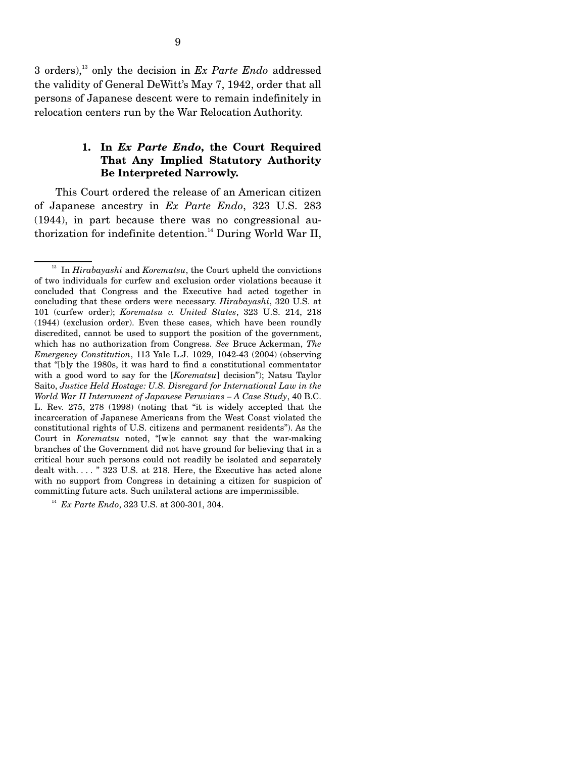3 orders),[13] only the decision in *Ex Parte Endo* addressed the validity of General DeWitt's May 7, 1942, order that all persons of Japanese descent were to remain indefinitely in relocation centers run by the War Relocation Authority.

### 1. In *Ex Parte Endo*, the Court Required That Any Implied Statutory Authority Be Interpreted Narrowly.

This Court ordered the release of an American citizen of Japanese ancestry in *Ex Parte Endo*, 323 U.S. 283 (1944), in part because there was no congressional authorization for indefinite detention.[14] During World War II,

---

[13] In *Hirabayashi* and *Korematsu*, the Court upheld the convictions of two individuals for curfew and exclusion order violations because it concluded that Congress and the Executive had acted together in concluding that these orders were necessary. *Hirabayashi*, 320 U.S. at 101 (curfew order); *Korematsu v. United States*, 323 U.S. 214, 218 (1944) (exclusion order). Even these cases, which have been roundly discredited, cannot be used to support the position of the government, which has no authorization from Congress. *See* Bruce Ackerman, *The Emergency Constitution*, 113 Yale L.J. 1029, 1042-43 (2004) (observing that "[b]y the 1980s, it was hard to find a constitutional commentator with a good word to say for the [*Korematsu*] decision"); Natsu Taylor Saito, *Justice Held Hostage: U.S. Disregard for International Law in the World War II Internment of Japanese Peruvians – A Case Study*, 40 B.C. L. Rev. 275, 278 (1998) (noting that "it is widely accepted that the incarceration of Japanese Americans from the West Coast violated the constitutional rights of U.S. citizens and permanent residents"). As the Court in *Korematsu* noted, "[w]e cannot say that the war-making branches of the Government did not have ground for believing that in a critical hour such persons could not readily be isolated and separately dealt with. . . . " 323 U.S. at 218. Here, the Executive has acted alone with no support from Congress in detaining a citizen for suspicion of committing future acts. Such unilateral actions are impermissible.

[14] *Ex Parte Endo*, 323 U.S. at 300-301, 304.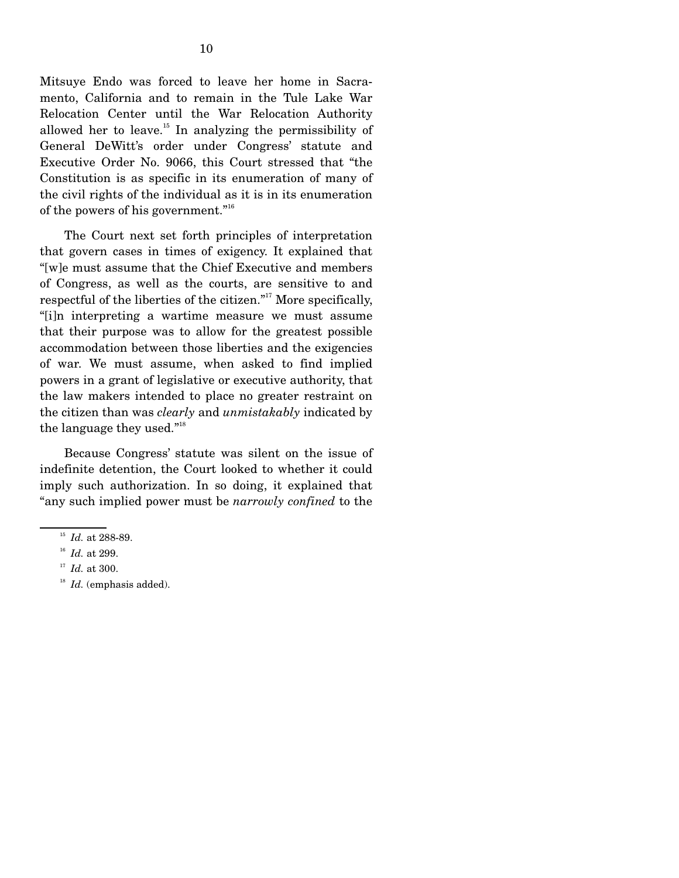Mitsuye Endo was forced to leave her home in Sacramento, California and to remain in the Tule Lake War Relocation Center until the War Relocation Authority allowed her to leave.[15] In analyzing the permissibility of General DeWitt's order under Congress' statute and Executive Order No. 9066, this Court stressed that "the Constitution is as specific in its enumeration of many of the civil rights of the individual as it is in its enumeration of the powers of his government."[16]

The Court next set forth principles of interpretation that govern cases in times of exigency. It explained that "[w]e must assume that the Chief Executive and members of Congress, as well as the courts, are sensitive to and respectful of the liberties of the citizen."[17] More specifically, "[i]n interpreting a wartime measure we must assume that their purpose was to allow for the greatest possible accommodation between those liberties and the exigencies of war. We must assume, when asked to find implied powers in a grant of legislative or executive authority, that the law makers intended to place no greater restraint on the citizen than was *clearly* and *unmistakably* indicated by the language they used."[18]

Because Congress' statute was silent on the issue of indefinite detention, the Court looked to whether it could imply such authorization. In so doing, it explained that "any such implied power must be *narrowly confined* to the

---

[15] *Id.* at 288-89.

[16] *Id.* at 299.

[17] *Id.* at 300.

[18] *Id.* (emphasis added).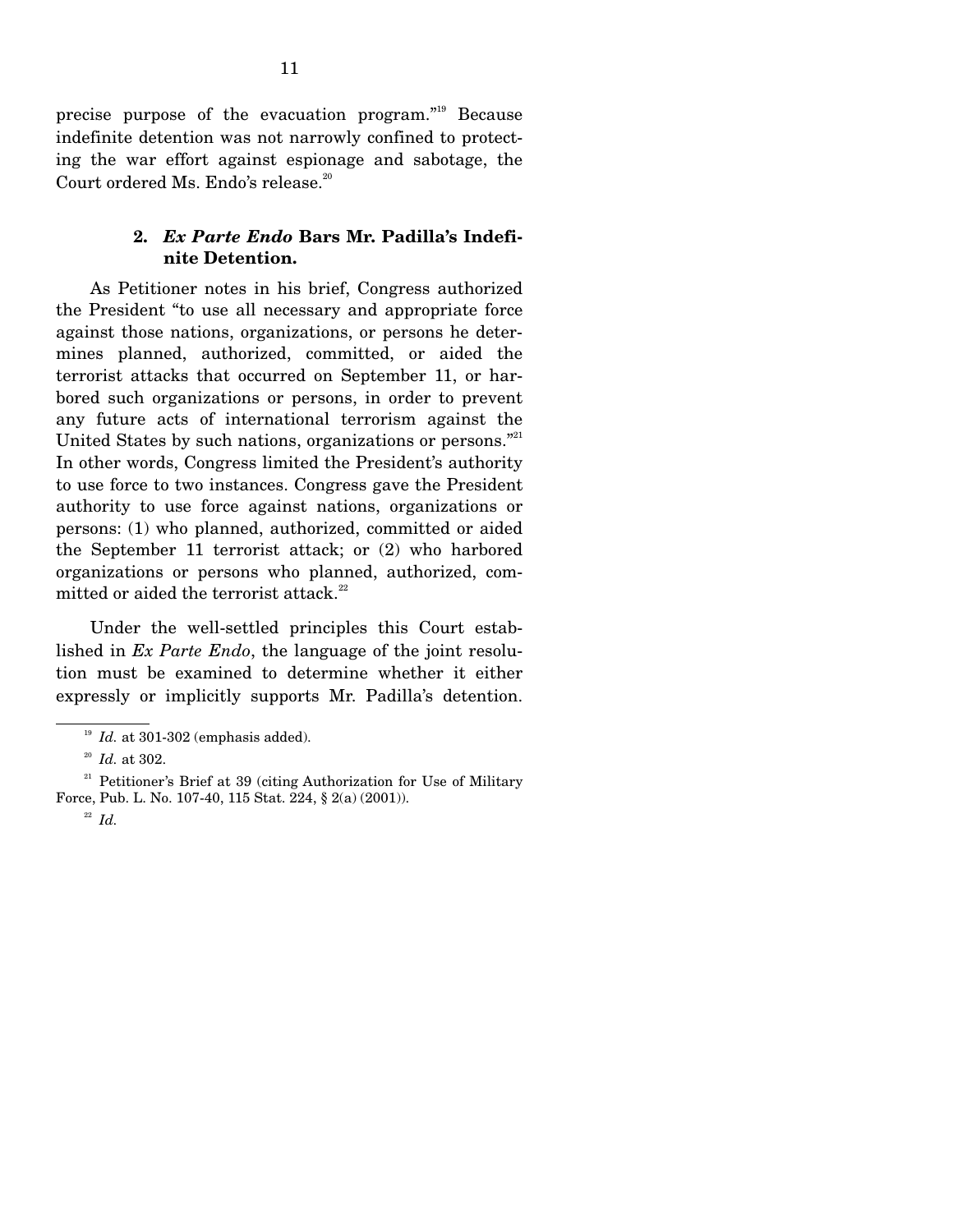precise purpose of the evacuation program."[19] Because indefinite detention was not narrowly confined to protecting the war effort against espionage and sabotage, the Court ordered Ms. Endo's release.[20]

### 2. *Ex Parte Endo* Bars Mr. Padilla's Indefinite Detention.

As Petitioner notes in his brief, Congress authorized the President "to use all necessary and appropriate force against those nations, organizations, or persons he determines planned, authorized, committed, or aided the terrorist attacks that occurred on September 11, or harbored such organizations or persons, in order to prevent any future acts of international terrorism against the United States by such nations, organizations or persons."[21] In other words, Congress limited the President's authority to use force to two instances. Congress gave the President authority to use force against nations, organizations or persons: (1) who planned, authorized, committed or aided the September 11 terrorist attack; or (2) who harbored organizations or persons who planned, authorized, committed or aided the terrorist attack.[22]

Under the well-settled principles this Court established in *Ex Parte Endo*, the language of the joint resolution must be examined to determine whether it either expressly or implicitly supports Mr. Padilla's detention.

---

[19] *Id.* at 301-302 (emphasis added).

[20] *Id.* at 302.

[21] Petitioner's Brief at 39 (citing Authorization for Use of Military Force, Pub. L. No. 107-40, 115 Stat. 224, § 2(a) (2001)).

[22] *Id.*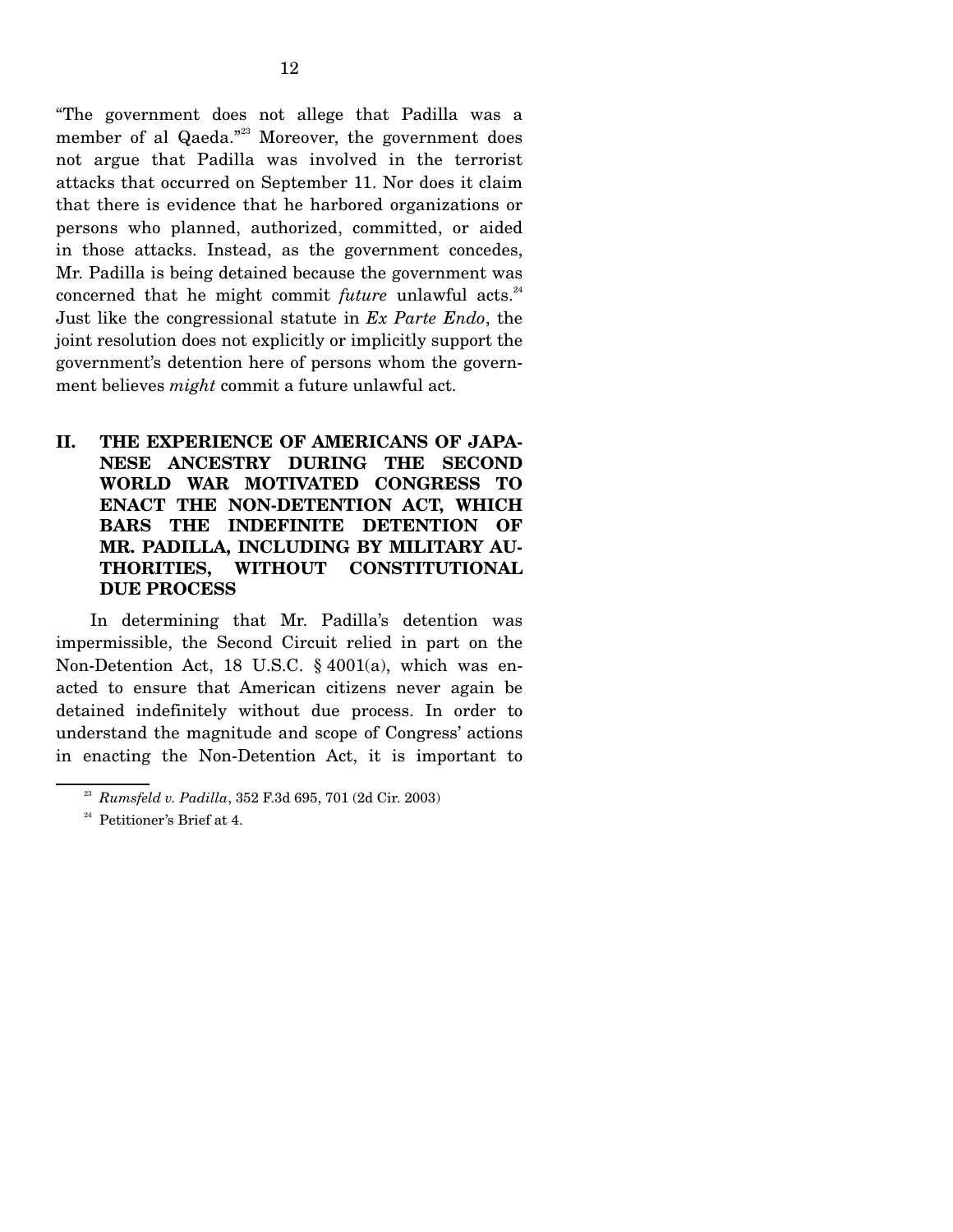"The government does not allege that Padilla was a member of al Qaeda."[23] Moreover, the government does not argue that Padilla was involved in the terrorist attacks that occurred on September 11. Nor does it claim that there is evidence that he harbored organizations or persons who planned, authorized, committed, or aided in those attacks. Instead, as the government concedes, Mr. Padilla is being detained because the government was concerned that he might commit *future* unlawful acts.[24] Just like the congressional statute in *Ex Parte Endo*, the joint resolution does not explicitly or implicitly support the government's detention here of persons whom the government believes *might* commit a future unlawful act.

## II. THE EXPERIENCE OF AMERICANS OF JAPANESE ANCESTRY DURING THE SECOND WORLD WAR MOTIVATED CONGRESS TO ENACT THE NON-DETENTION ACT, WHICH BARS THE INDEFINITE DETENTION OF MR. PADILLA, INCLUDING BY MILITARY AUTHORITIES, WITHOUT CONSTITUTIONAL DUE PROCESS

In determining that Mr. Padilla's detention was impermissible, the Second Circuit relied in part on the Non-Detention Act, 18 U.S.C. § 4001(a), which was enacted to ensure that American citizens never again be detained indefinitely without due process. In order to understand the magnitude and scope of Congress' actions in enacting the Non-Detention Act, it is important to

---

[23] *Rumsfeld v. Padilla*, 352 F.3d 695, 701 (2d Cir. 2003)

[24] Petitioner's Brief at 4.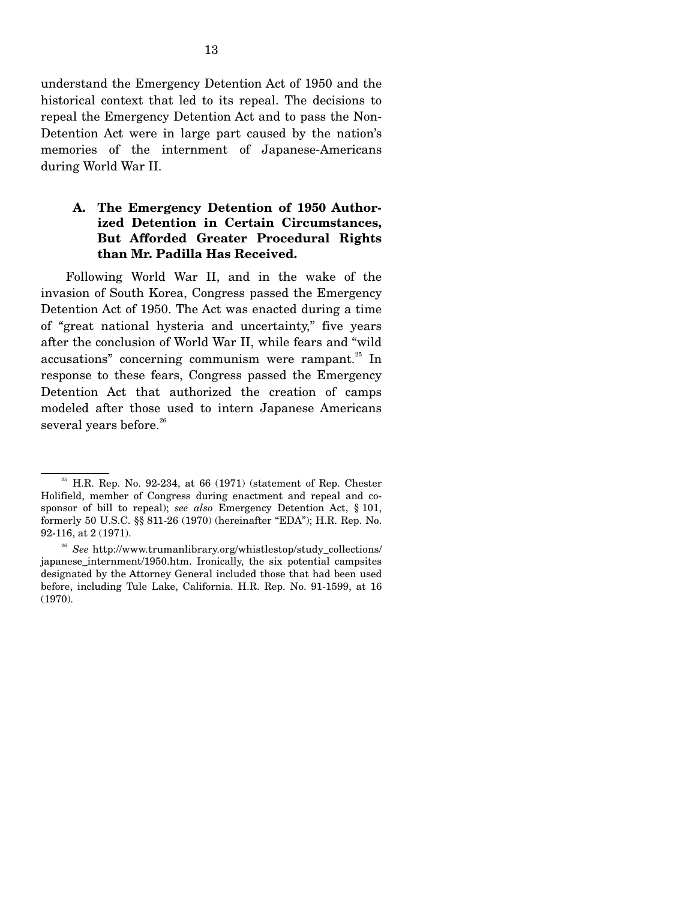understand the Emergency Detention Act of 1950 and the historical context that led to its repeal. The decisions to repeal the Emergency Detention Act and to pass the Non-Detention Act were in large part caused by the nation's memories of the internment of Japanese-Americans during World War II.

### A. The Emergency Detention of 1950 Authorized Detention in Certain Circumstances, But Afforded Greater Procedural Rights than Mr. Padilla Has Received.

Following World War II, and in the wake of the invasion of South Korea, Congress passed the Emergency Detention Act of 1950. The Act was enacted during a time of "great national hysteria and uncertainty," five years after the conclusion of World War II, while fears and "wild accusations" concerning communism were rampant.[25] In response to these fears, Congress passed the Emergency Detention Act that authorized the creation of camps modeled after those used to intern Japanese Americans several years before.[26]

---

[25] H.R. Rep. No. 92-234, at 66 (1971) (statement of Rep. Chester Holifield, member of Congress during enactment and repeal and co-sponsor of bill to repeal); *see also* Emergency Detention Act, § 101, formerly 50 U.S.C. §§ 811-26 (1970) (hereinafter "EDA"); H.R. Rep. No. 92-116, at 2 (1971).

[26] *See* http://www.trumanlibrary.org/whistlestop/study_collections/japanese_internment/1950.htm. Ironically, the six potential campsites designated by the Attorney General included those that had been used before, including Tule Lake, California. H.R. Rep. No. 91-1599, at 16 (1970).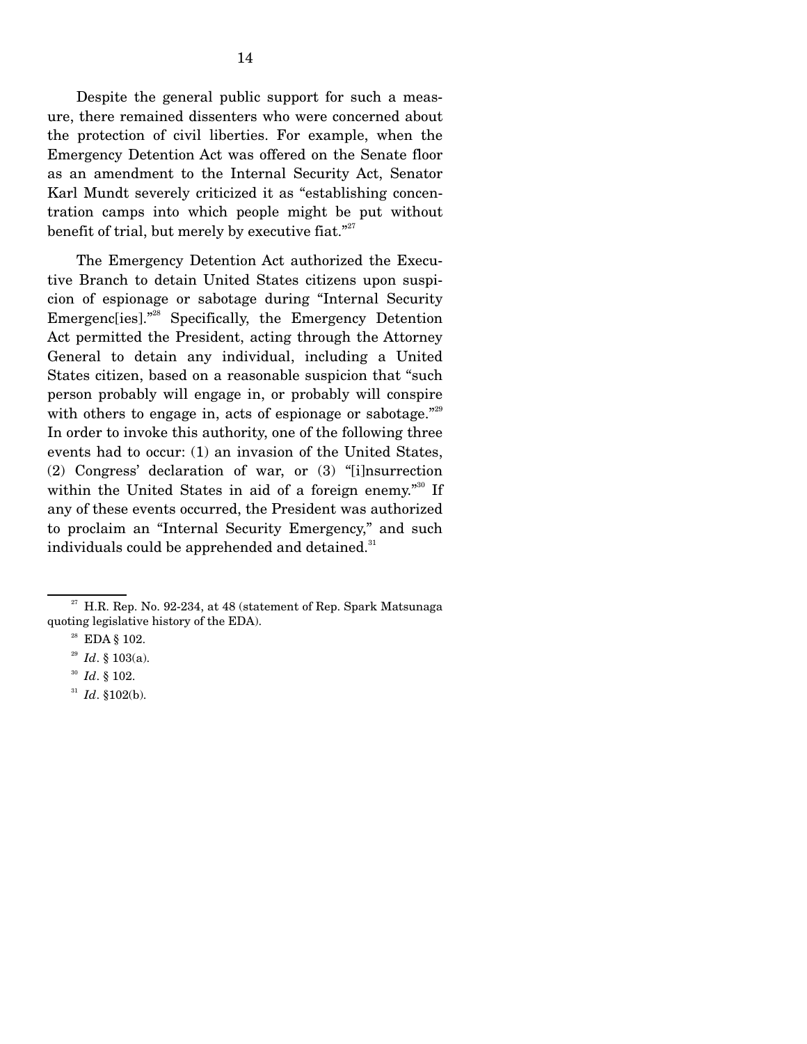Despite the general public support for such a measure, there remained dissenters who were concerned about the protection of civil liberties. For example, when the Emergency Detention Act was offered on the Senate floor as an amendment to the Internal Security Act, Senator Karl Mundt severely criticized it as "establishing concentration camps into which people might be put without benefit of trial, but merely by executive fiat."[27]

The Emergency Detention Act authorized the Executive Branch to detain United States citizens upon suspicion of espionage or sabotage during "Internal Security Emergenc[ies]."[28] Specifically, the Emergency Detention Act permitted the President, acting through the Attorney General to detain any individual, including a United States citizen, based on a reasonable suspicion that "such person probably will engage in, or probably will conspire with others to engage in, acts of espionage or sabotage."[29] In order to invoke this authority, one of the following three events had to occur: (1) an invasion of the United States, (2) Congress' declaration of war, or (3) "[i]nsurrection within the United States in aid of a foreign enemy."[30] If any of these events occurred, the President was authorized to proclaim an "Internal Security Emergency," and such individuals could be apprehended and detained.[31]

---

[27] H.R. Rep. No. 92-234, at 48 (statement of Rep. Spark Matsunaga quoting legislative history of the EDA).

[28] EDA § 102.

[29] *Id*. § 103(a).

[30] *Id*. § 102.

[31] *Id*. §102(b).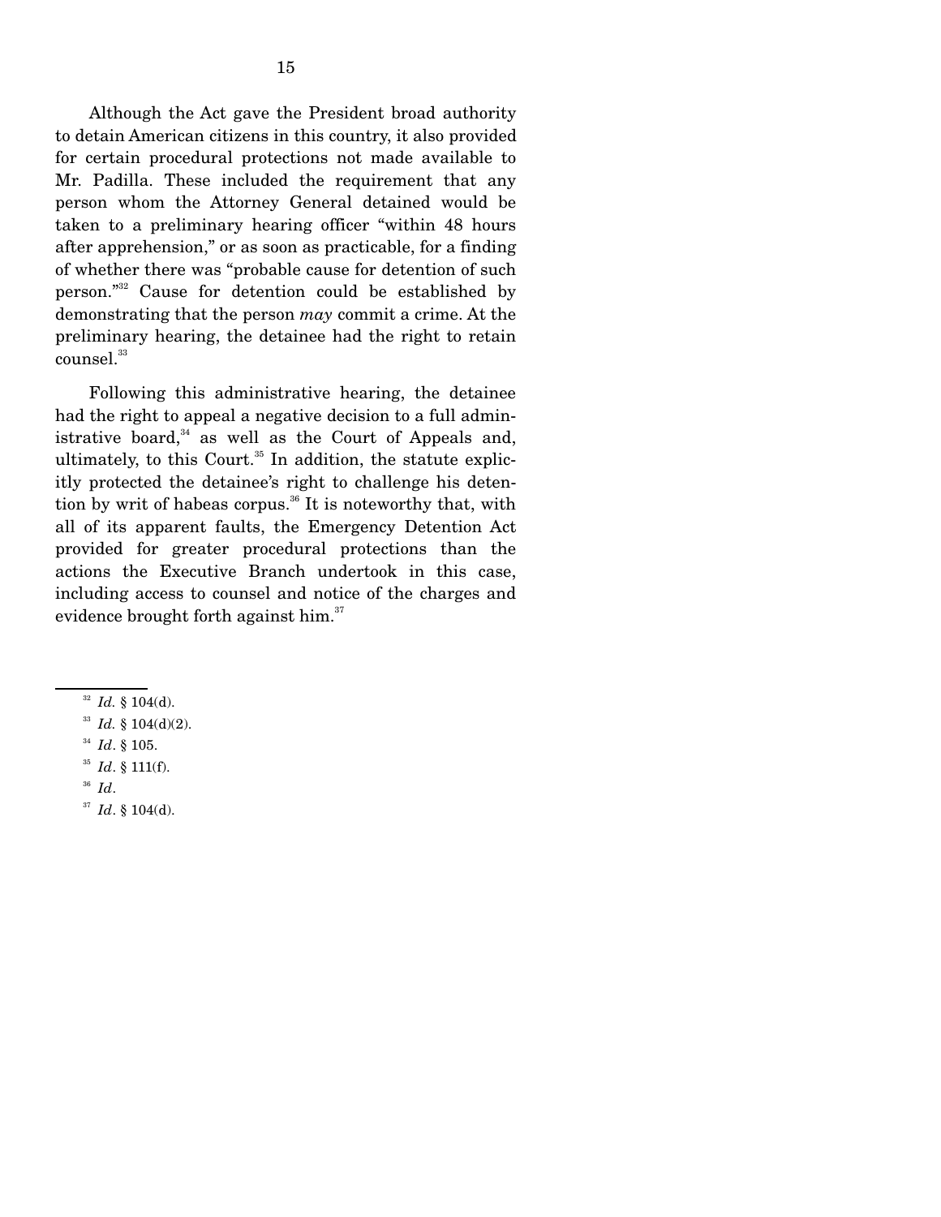Although the Act gave the President broad authority to detain American citizens in this country, it also provided for certain procedural protections not made available to Mr. Padilla. These included the requirement that any person whom the Attorney General detained would be taken to a preliminary hearing officer "within 48 hours after apprehension," or as soon as practicable, for a finding of whether there was "probable cause for detention of such person."[32] Cause for detention could be established by demonstrating that the person *may* commit a crime. At the preliminary hearing, the detainee had the right to retain counsel.[33]

Following this administrative hearing, the detainee had the right to appeal a negative decision to a full administrative board,[34] as well as the Court of Appeals and, ultimately, to this Court.[35] In addition, the statute explicitly protected the detainee's right to challenge his detention by writ of habeas corpus.[36] It is noteworthy that, with all of its apparent faults, the Emergency Detention Act provided for greater procedural protections than the actions the Executive Branch undertook in this case, including access to counsel and notice of the charges and evidence brought forth against him.[37]

---

[32] *Id.* § 104(d).

[33] *Id.* § 104(d)(2).

[34] *Id*. § 105.

[35] *Id*. § 111(f).

[36] *Id*.

[37] *Id*. § 104(d).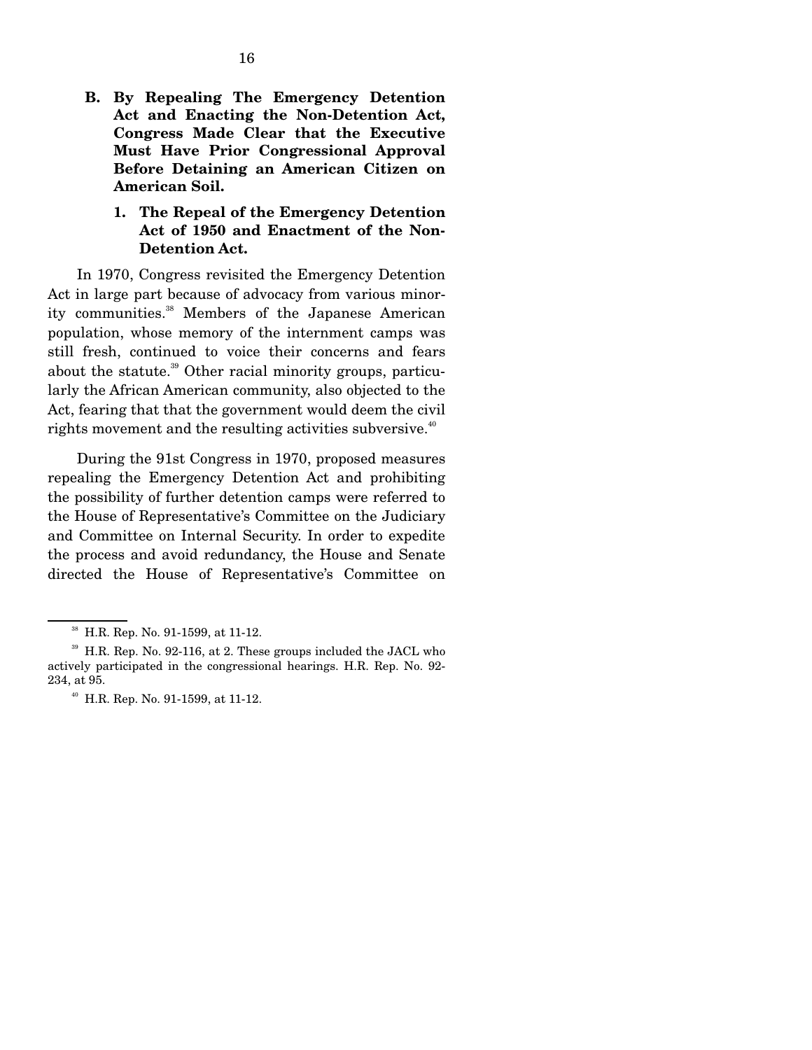### B. By Repealing The Emergency Detention Act and Enacting the Non-Detention Act, Congress Made Clear that the Executive Must Have Prior Congressional Approval Before Detaining an American Citizen on American Soil.

#### 1. The Repeal of the Emergency Detention Act of 1950 and Enactment of the Non-Detention Act.

In 1970, Congress revisited the Emergency Detention Act in large part because of advocacy from various minority communities.[38] Members of the Japanese American population, whose memory of the internment camps was still fresh, continued to voice their concerns and fears about the statute.[39] Other racial minority groups, particularly the African American community, also objected to the Act, fearing that that the government would deem the civil rights movement and the resulting activities subversive.[40]

During the 91st Congress in 1970, proposed measures repealing the Emergency Detention Act and prohibiting the possibility of further detention camps were referred to the House of Representative's Committee on the Judiciary and Committee on Internal Security. In order to expedite the process and avoid redundancy, the House and Senate directed the House of Representative's Committee on

---

[38] H.R. Rep. No. 91-1599, at 11-12.

[39] H.R. Rep. No. 92-116, at 2. These groups included the JACL who actively participated in the congressional hearings. H.R. Rep. No. 92-234, at 95.

[40] H.R. Rep. No. 91-1599, at 11-12.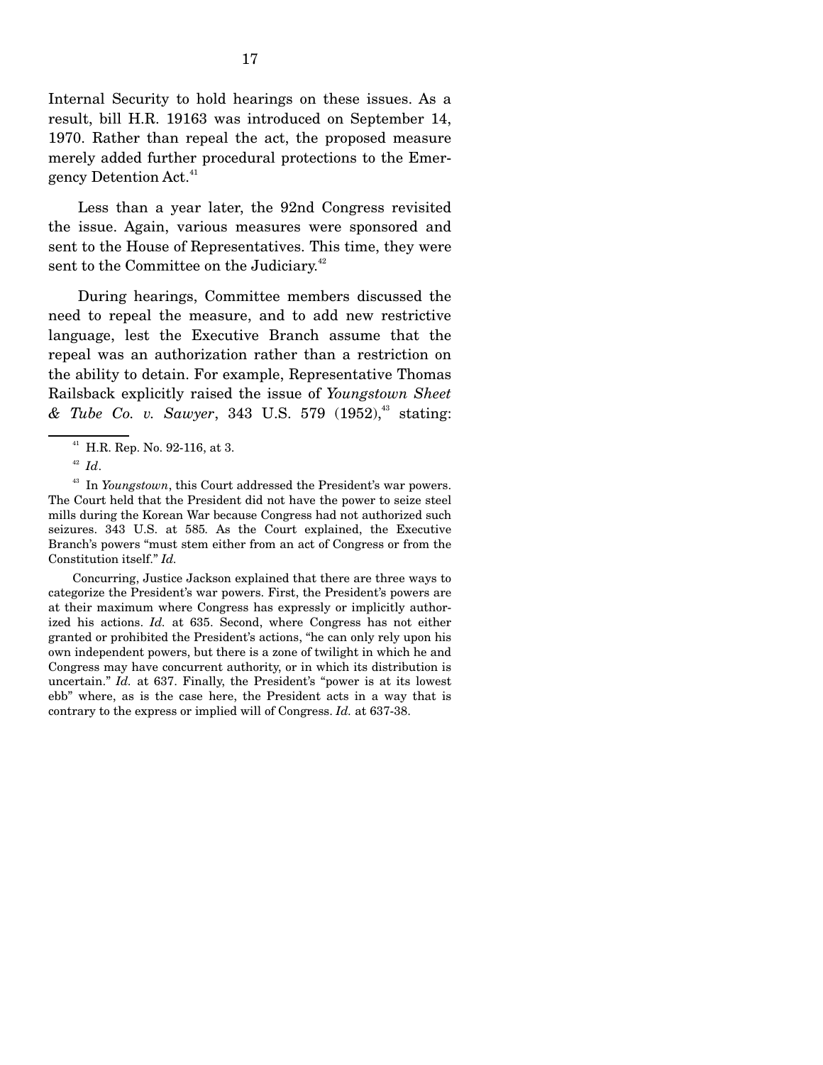Internal Security to hold hearings on these issues. As a result, bill H.R. 19163 was introduced on September 14, 1970. Rather than repeal the act, the proposed measure merely added further procedural protections to the Emergency Detention Act.[41]

Less than a year later, the 92nd Congress revisited the issue. Again, various measures were sponsored and sent to the House of Representatives. This time, they were sent to the Committee on the Judiciary.[42]

During hearings, Committee members discussed the need to repeal the measure, and to add new restrictive language, lest the Executive Branch assume that the repeal was an authorization rather than a restriction on the ability to detain. For example, Representative Thomas Railsback explicitly raised the issue of *Youngstown Sheet & Tube Co. v. Sawyer*, 343 U.S. 579 (1952),[43] stating:

---

[41] H.R. Rep. No. 92-116, at 3.

[42] *Id*.

[43] In *Youngstown*, this Court addressed the President's war powers. The Court held that the President did not have the power to seize steel mills during the Korean War because Congress had not authorized such seizures. 343 U.S. at 585. As the Court explained, the Executive Branch's powers "must stem either from an act of Congress or from the Constitution itself." *Id.*

Concurring, Justice Jackson explained that there are three ways to categorize the President's war powers. First, the President's powers are at their maximum where Congress has expressly or implicitly authorized his actions. *Id.* at 635. Second, where Congress has not either granted or prohibited the President's actions, "he can only rely upon his own independent powers, but there is a zone of twilight in which he and Congress may have concurrent authority, or in which its distribution is uncertain." *Id.* at 637. Finally, the President's "power is at its lowest ebb" where, as is the case here, the President acts in a way that is contrary to the express or implied will of Congress. *Id.* at 637-38.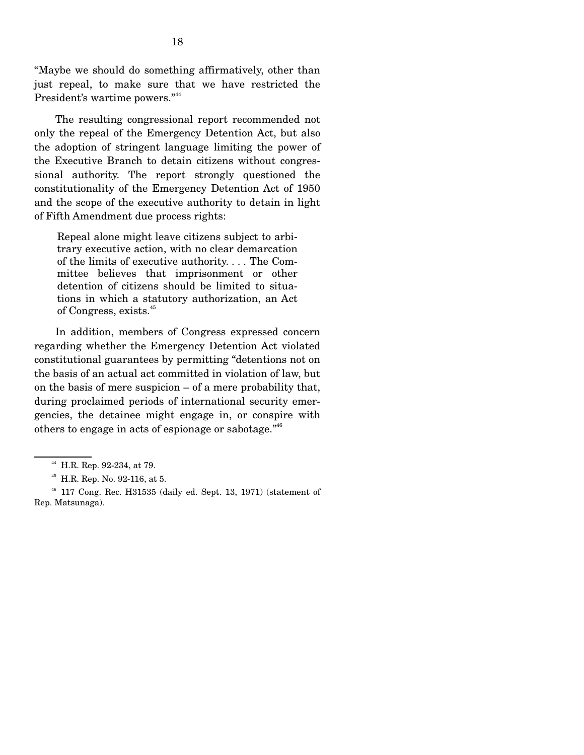"Maybe we should do something affirmatively, other than just repeal, to make sure that we have restricted the President's wartime powers."[44]

The resulting congressional report recommended not only the repeal of the Emergency Detention Act, but also the adoption of stringent language limiting the power of the Executive Branch to detain citizens without congressional authority. The report strongly questioned the constitutionality of the Emergency Detention Act of 1950 and the scope of the executive authority to detain in light of Fifth Amendment due process rights:

> Repeal alone might leave citizens subject to arbitrary executive action, with no clear demarcation of the limits of executive authority. . . . The Committee believes that imprisonment or other detention of citizens should be limited to situations in which a statutory authorization, an Act of Congress, exists.[45]

In addition, members of Congress expressed concern regarding whether the Emergency Detention Act violated constitutional guarantees by permitting "detentions not on the basis of an actual act committed in violation of law, but on the basis of mere suspicion – of a mere probability that, during proclaimed periods of international security emergencies, the detainee might engage in, or conspire with others to engage in acts of espionage or sabotage."[46]

---

[44] H.R. Rep. 92-234, at 79.

[45] H.R. Rep. No. 92-116, at 5.

[46] 117 Cong. Rec. H31535 (daily ed. Sept. 13, 1971) (statement of Rep. Matsunaga).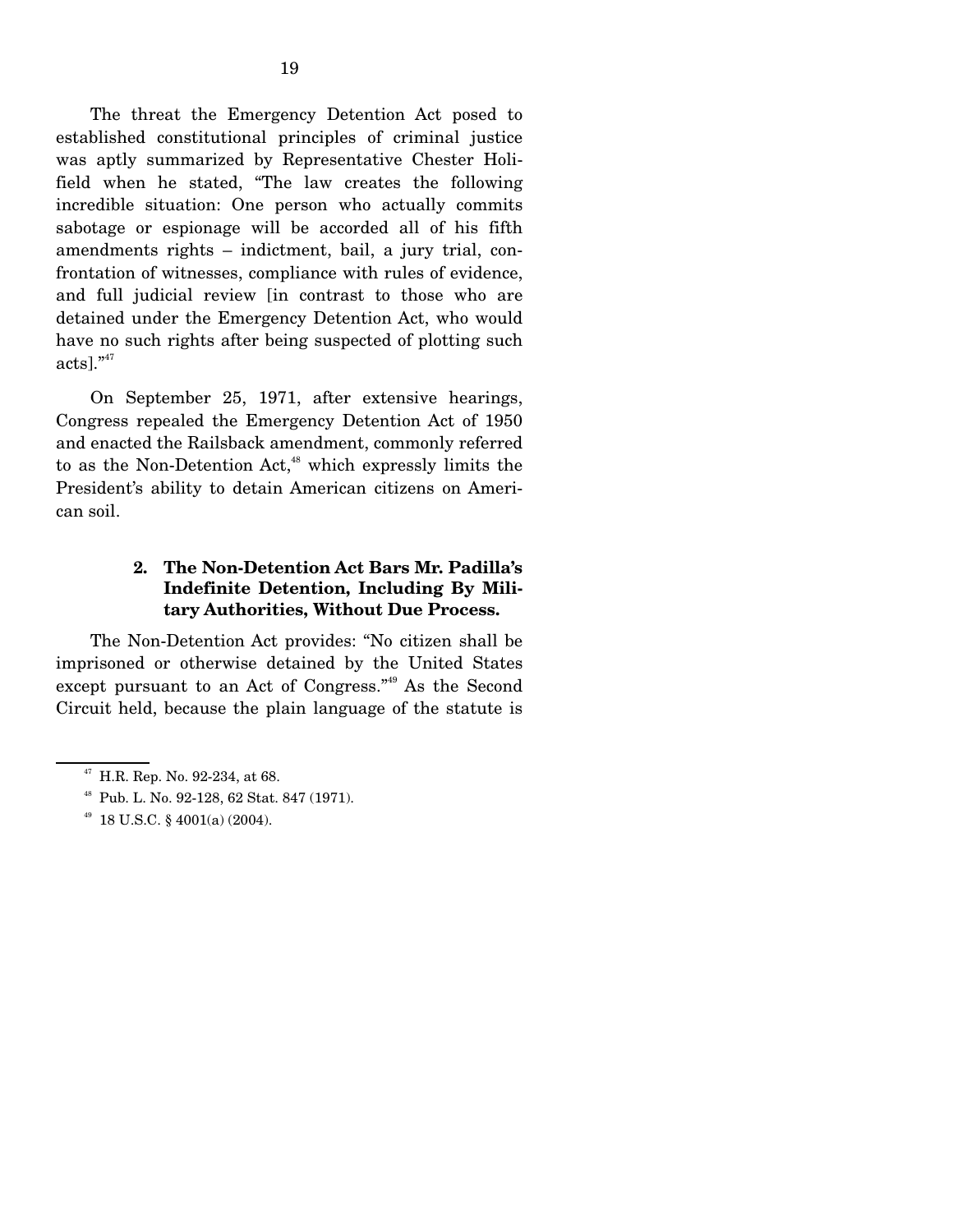The threat the Emergency Detention Act posed to established constitutional principles of criminal justice was aptly summarized by Representative Chester Holifield when he stated, "The law creates the following incredible situation: One person who actually commits sabotage or espionage will be accorded all of his fifth amendments rights – indictment, bail, a jury trial, confrontation of witnesses, compliance with rules of evidence, and full judicial review [in contrast to those who are detained under the Emergency Detention Act, who would have no such rights after being suspected of plotting such acts]."[47]

On September 25, 1971, after extensive hearings, Congress repealed the Emergency Detention Act of 1950 and enacted the Railsback amendment, commonly referred to as the Non-Detention Act,[48] which expressly limits the President's ability to detain American citizens on American soil.

### 2. The Non-Detention Act Bars Mr. Padilla's Indefinite Detention, Including By Military Authorities, Without Due Process.

The Non-Detention Act provides: "No citizen shall be imprisoned or otherwise detained by the United States except pursuant to an Act of Congress."[49] As the Second Circuit held, because the plain language of the statute is

---

[47] H.R. Rep. No. 92-234, at 68.

[48] Pub. L. No. 92-128, 62 Stat. 847 (1971).

[49] 18 U.S.C. § 4001(a) (2004).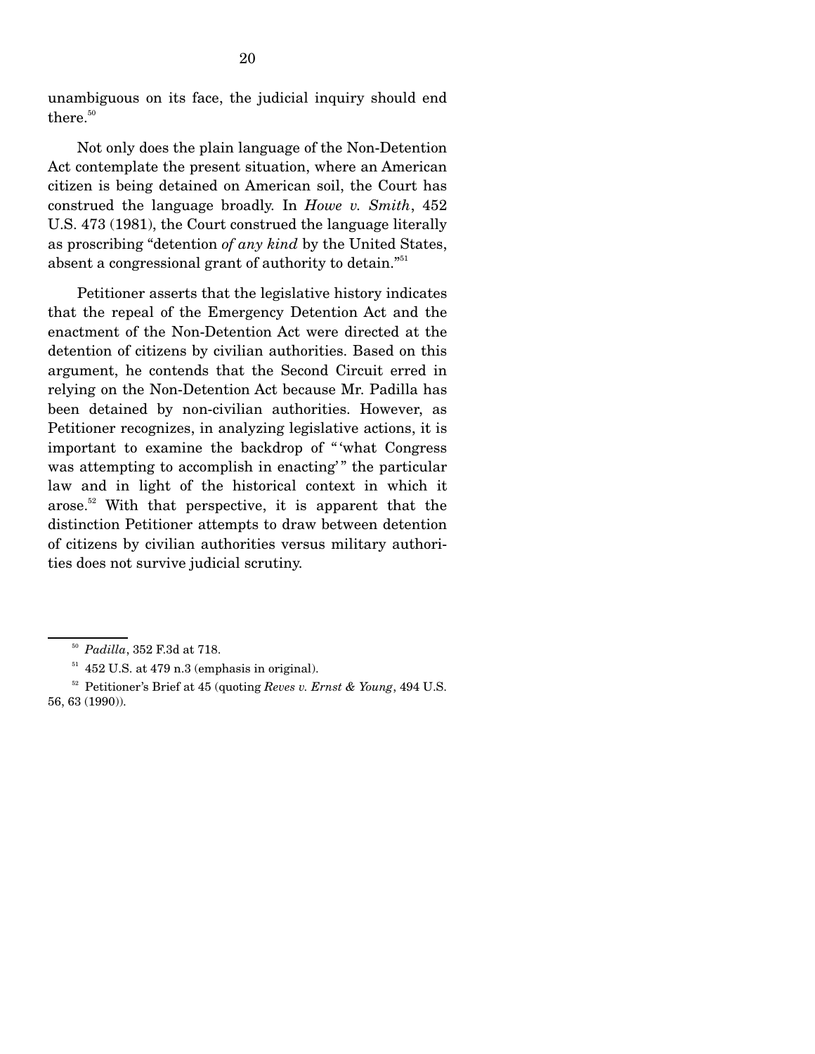unambiguous on its face, the judicial inquiry should end there.[50]

Not only does the plain language of the Non-Detention Act contemplate the present situation, where an American citizen is being detained on American soil, the Court has construed the language broadly. In *Howe v. Smith*, 452 U.S. 473 (1981), the Court construed the language literally as proscribing "detention *of any kind* by the United States, absent a congressional grant of authority to detain."[51]

Petitioner asserts that the legislative history indicates that the repeal of the Emergency Detention Act and the enactment of the Non-Detention Act were directed at the detention of citizens by civilian authorities. Based on this argument, he contends that the Second Circuit erred in relying on the Non-Detention Act because Mr. Padilla has been detained by non-civilian authorities. However, as Petitioner recognizes, in analyzing legislative actions, it is important to examine the backdrop of "'what Congress was attempting to accomplish in enacting'" the particular law and in light of the historical context in which it arose.[52] With that perspective, it is apparent that the distinction Petitioner attempts to draw between detention of citizens by civilian authorities versus military authorities does not survive judicial scrutiny.

---

[50] *Padilla*, 352 F.3d at 718.

[51] 452 U.S. at 479 n.3 (emphasis in original).

[52] Petitioner's Brief at 45 (quoting *Reves v. Ernst & Young*, 494 U.S. 56, 63 (1990)).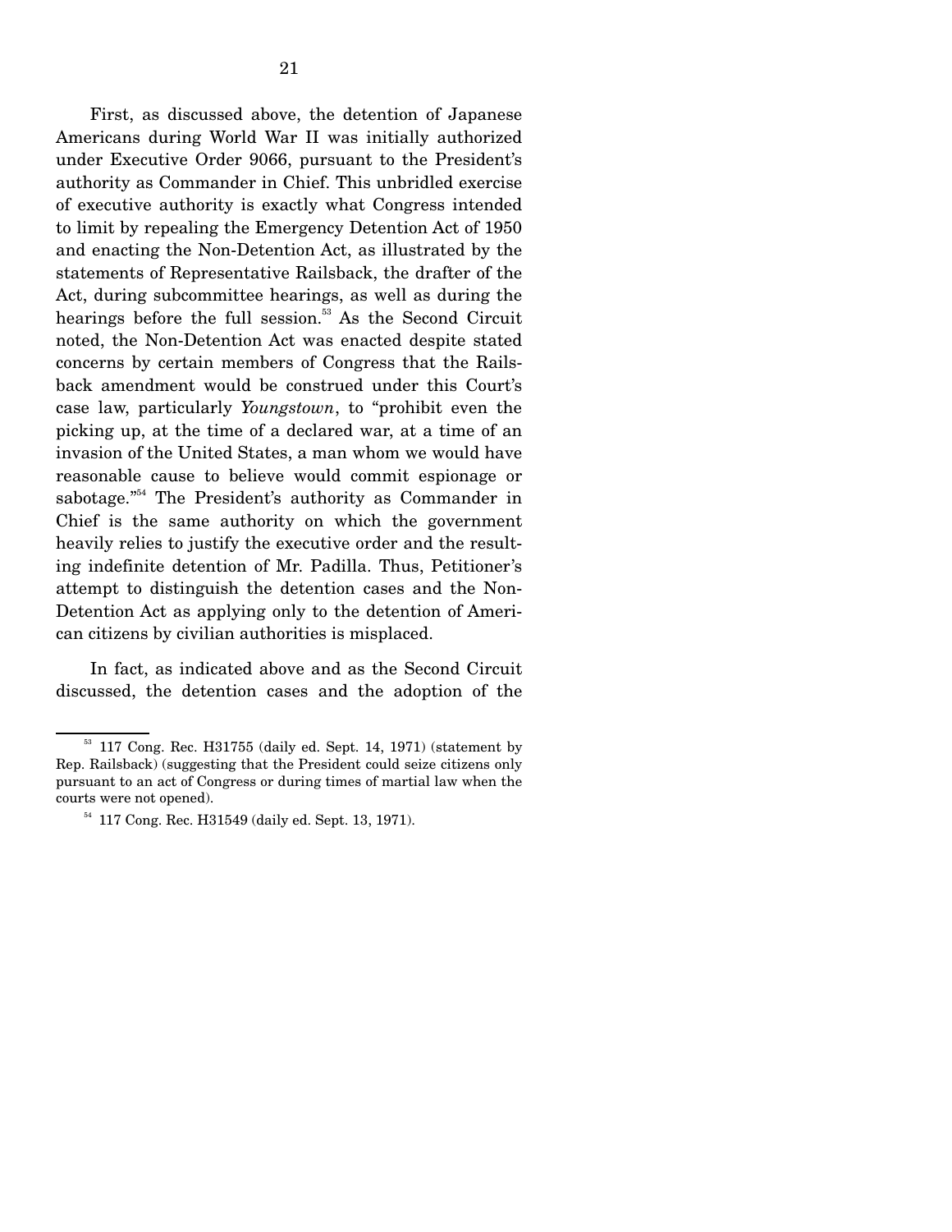First, as discussed above, the detention of Japanese Americans during World War II was initially authorized under Executive Order 9066, pursuant to the President's authority as Commander in Chief. This unbridled exercise of executive authority is exactly what Congress intended to limit by repealing the Emergency Detention Act of 1950 and enacting the Non-Detention Act, as illustrated by the statements of Representative Railsback, the drafter of the Act, during subcommittee hearings, as well as during the hearings before the full session.[53] As the Second Circuit noted, the Non-Detention Act was enacted despite stated concerns by certain members of Congress that the Railsback amendment would be construed under this Court's case law, particularly *Youngstown*, to "prohibit even the picking up, at the time of a declared war, at a time of an invasion of the United States, a man whom we would have reasonable cause to believe would commit espionage or sabotage."[54] The President's authority as Commander in Chief is the same authority on which the government heavily relies to justify the executive order and the resulting indefinite detention of Mr. Padilla. Thus, Petitioner's attempt to distinguish the detention cases and the Non-Detention Act as applying only to the detention of American citizens by civilian authorities is misplaced.

In fact, as indicated above and as the Second Circuit discussed, the detention cases and the adoption of the

---

[53] 117 Cong. Rec. H31755 (daily ed. Sept. 14, 1971) (statement by Rep. Railsback) (suggesting that the President could seize citizens only pursuant to an act of Congress or during times of martial law when the courts were not opened).

[54] 117 Cong. Rec. H31549 (daily ed. Sept. 13, 1971).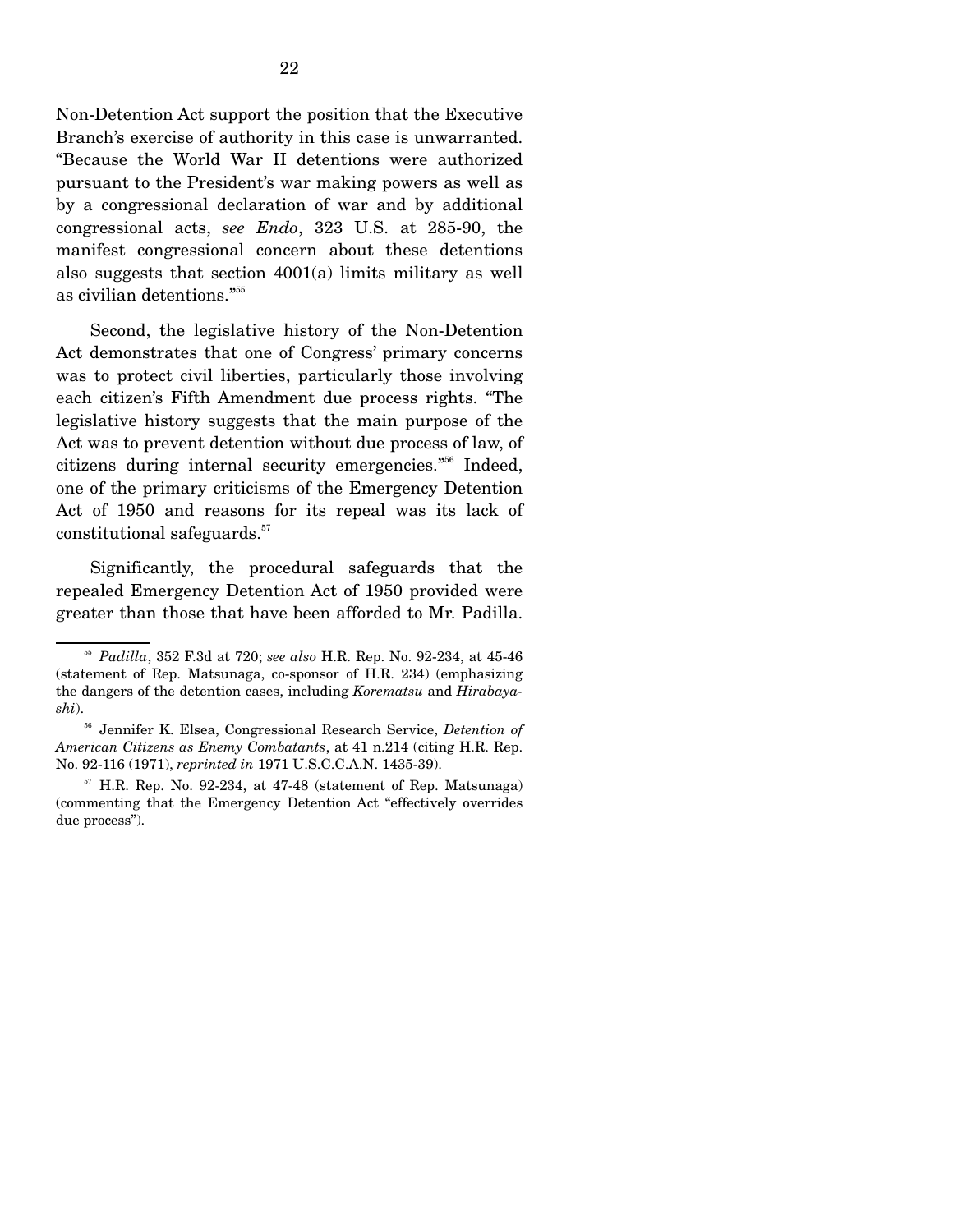Non-Detention Act support the position that the Executive Branch's exercise of authority in this case is unwarranted. "Because the World War II detentions were authorized pursuant to the President's war making powers as well as by a congressional declaration of war and by additional congressional acts, *see Endo*, 323 U.S. at 285-90, the manifest congressional concern about these detentions also suggests that section 4001(a) limits military as well as civilian detentions."[55]

Second, the legislative history of the Non-Detention Act demonstrates that one of Congress' primary concerns was to protect civil liberties, particularly those involving each citizen's Fifth Amendment due process rights. "The legislative history suggests that the main purpose of the Act was to prevent detention without due process of law, of citizens during internal security emergencies."[56] Indeed, one of the primary criticisms of the Emergency Detention Act of 1950 and reasons for its repeal was its lack of constitutional safeguards.[57]

Significantly, the procedural safeguards that the repealed Emergency Detention Act of 1950 provided were greater than those that have been afforded to Mr. Padilla.

---

[55] *Padilla*, 352 F.3d at 720; *see also* H.R. Rep. No. 92-234, at 45-46 (statement of Rep. Matsunaga, co-sponsor of H.R. 234) (emphasizing the dangers of the detention cases, including *Korematsu* and *Hirabayashi*).

[56] Jennifer K. Elsea, Congressional Research Service, *Detention of American Citizens as Enemy Combatants*, at 41 n.214 (citing H.R. Rep. No. 92-116 (1971), *reprinted in* 1971 U.S.C.C.A.N. 1435-39).

[57] H.R. Rep. No. 92-234, at 47-48 (statement of Rep. Matsunaga) (commenting that the Emergency Detention Act "effectively overrides due process").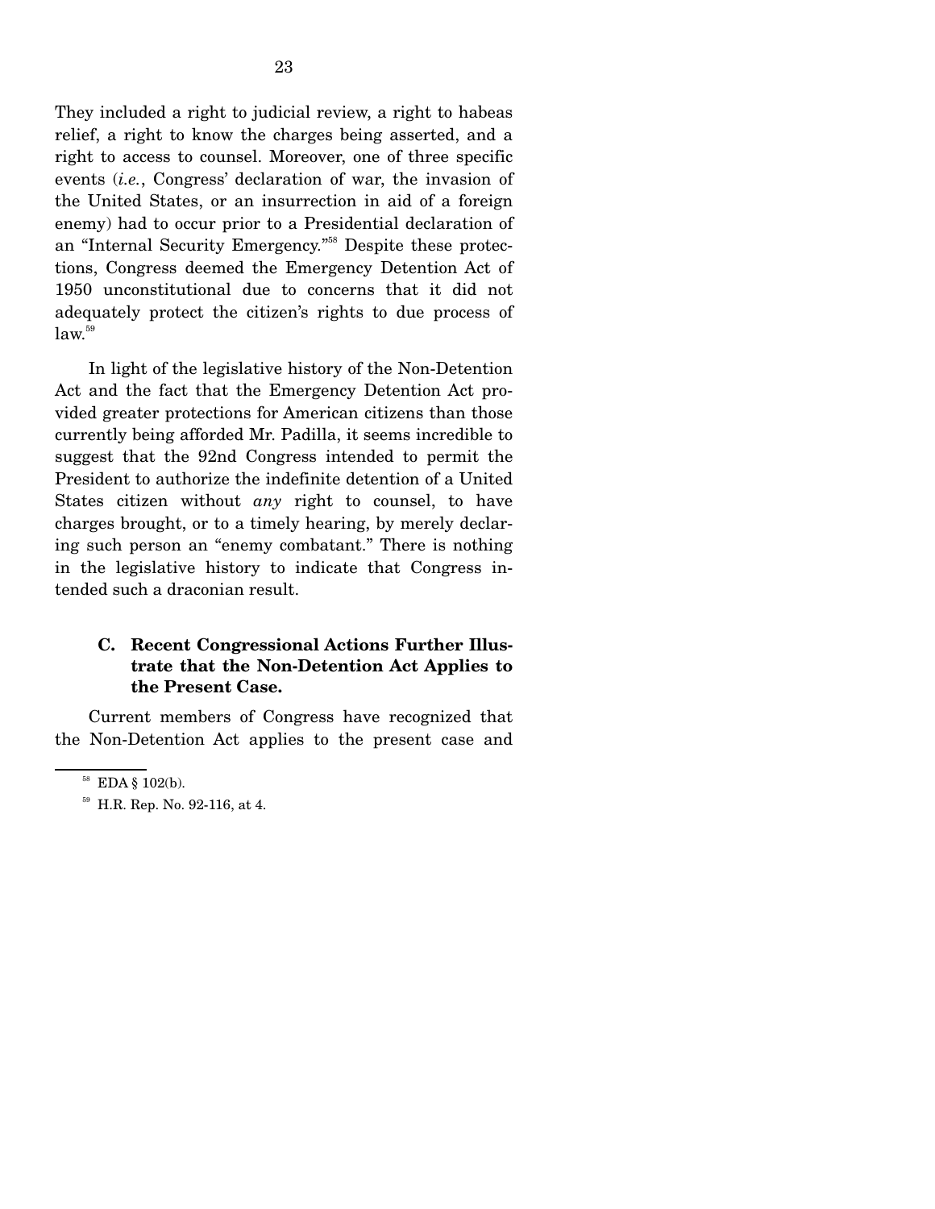They included a right to judicial review, a right to habeas relief, a right to know the charges being asserted, and a right to access to counsel. Moreover, one of three specific events (*i.e.*, Congress' declaration of war, the invasion of the United States, or an insurrection in aid of a foreign enemy) had to occur prior to a Presidential declaration of an "Internal Security Emergency."[58] Despite these protections, Congress deemed the Emergency Detention Act of 1950 unconstitutional due to concerns that it did not adequately protect the citizen's rights to due process of law.[59]

In light of the legislative history of the Non-Detention Act and the fact that the Emergency Detention Act provided greater protections for American citizens than those currently being afforded Mr. Padilla, it seems incredible to suggest that the 92nd Congress intended to permit the President to authorize the indefinite detention of a United States citizen without *any* right to counsel, to have charges brought, or to a timely hearing, by merely declaring such person an "enemy combatant." There is nothing in the legislative history to indicate that Congress intended such a draconian result.

### C. Recent Congressional Actions Further Illustrate that the Non-Detention Act Applies to the Present Case.

Current members of Congress have recognized that the Non-Detention Act applies to the present case and

[58] EDA § 102(b).

[59] H.R. Rep. No. 92-116, at 4.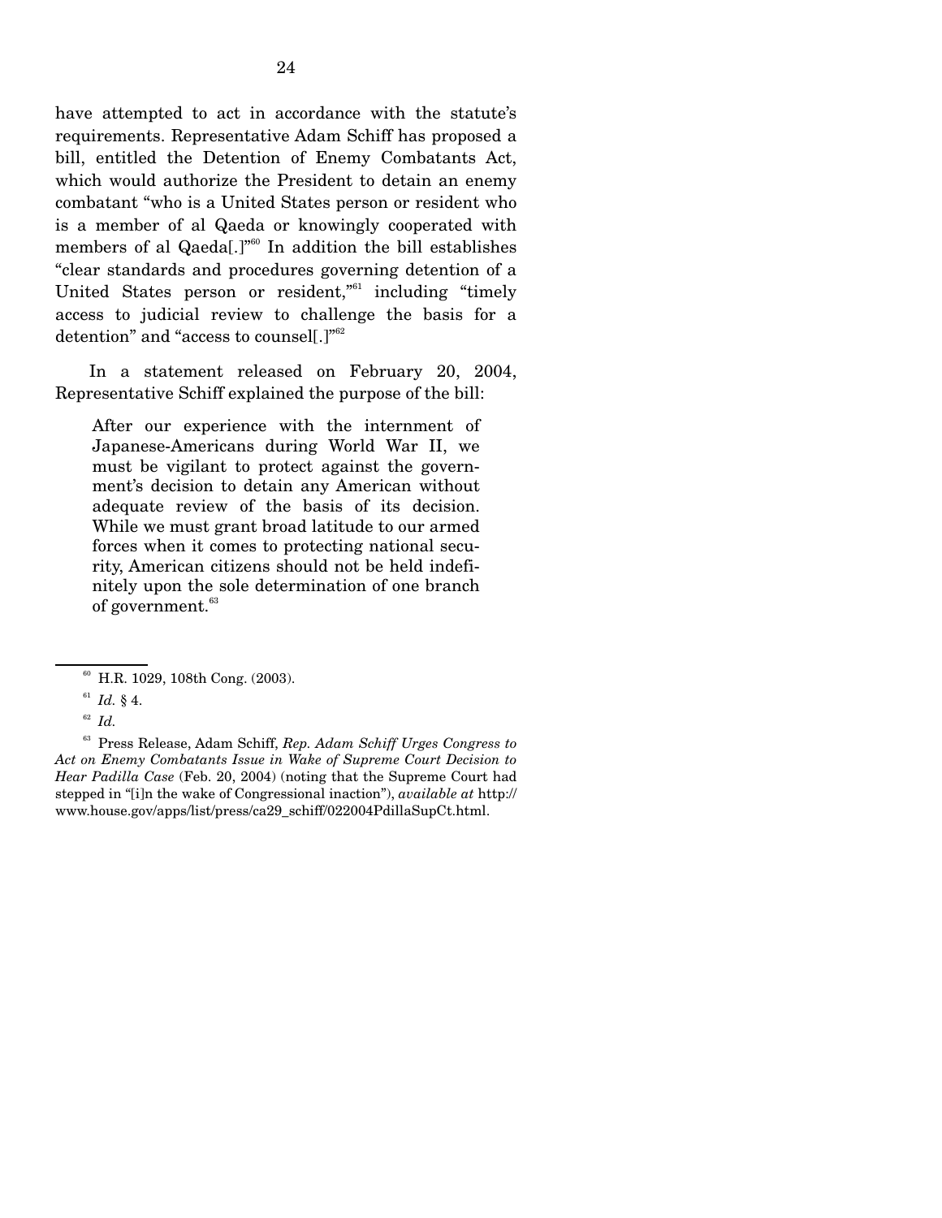have attempted to act in accordance with the statute's requirements. Representative Adam Schiff has proposed a bill, entitled the Detention of Enemy Combatants Act, which would authorize the President to detain an enemy combatant "who is a United States person or resident who is a member of al Qaeda or knowingly cooperated with members of al Qaeda[.]"[60] In addition the bill establishes "clear standards and procedures governing detention of a United States person or resident,"[61] including "timely access to judicial review to challenge the basis for a detention" and "access to counsel[.]"[62]

In a statement released on February 20, 2004, Representative Schiff explained the purpose of the bill:

> After our experience with the internment of Japanese-Americans during World War II, we must be vigilant to protect against the government's decision to detain any American without adequate review of the basis of its decision. While we must grant broad latitude to our armed forces when it comes to protecting national security, American citizens should not be held indefinitely upon the sole determination of one branch of government.[63]

---

[60] H.R. 1029, 108th Cong. (2003).

[61] *Id.* § 4.

[62] *Id.*

[63] Press Release, Adam Schiff, *Rep. Adam Schiff Urges Congress to Act on Enemy Combatants Issue in Wake of Supreme Court Decision to Hear Padilla Case* (Feb. 20, 2004) (noting that the Supreme Court had stepped in "[i]n the wake of Congressional inaction"), *available at* http://www.house.gov/apps/list/press/ca29_schiff/022004PdillaSupCt.html.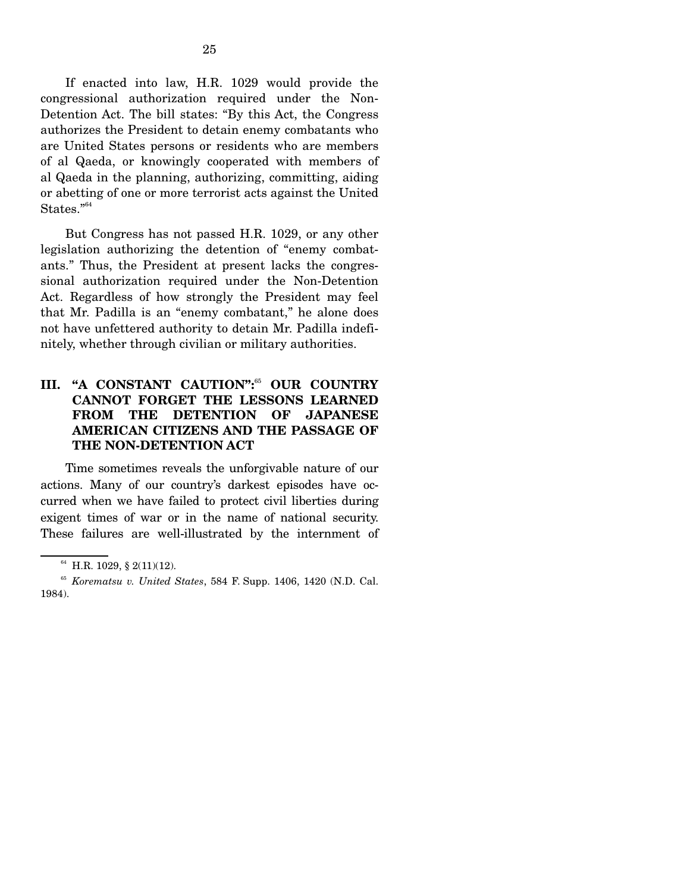If enacted into law, H.R. 1029 would provide the congressional authorization required under the Non-Detention Act. The bill states: "By this Act, the Congress authorizes the President to detain enemy combatants who are United States persons or residents who are members of al Qaeda, or knowingly cooperated with members of al Qaeda in the planning, authorizing, committing, aiding or abetting of one or more terrorist acts against the United States."[64]

But Congress has not passed H.R. 1029, or any other legislation authorizing the detention of "enemy combatants." Thus, the President at present lacks the congressional authorization required under the Non-Detention Act. Regardless of how strongly the President may feel that Mr. Padilla is an "enemy combatant," he alone does not have unfettered authority to detain Mr. Padilla indefinitely, whether through civilian or military authorities.

## III. "A CONSTANT CAUTION":[65] OUR COUNTRY CANNOT FORGET THE LESSONS LEARNED FROM THE DETENTION OF JAPANESE AMERICAN CITIZENS AND THE PASSAGE OF THE NON-DETENTION ACT

Time sometimes reveals the unforgivable nature of our actions. Many of our country's darkest episodes have occurred when we have failed to protect civil liberties during exigent times of war or in the name of national security. These failures are well-illustrated by the internment of

---

[64] H.R. 1029, § 2(11)(12).

[65] *Korematsu v. United States*, 584 F. Supp. 1406, 1420 (N.D. Cal. 1984).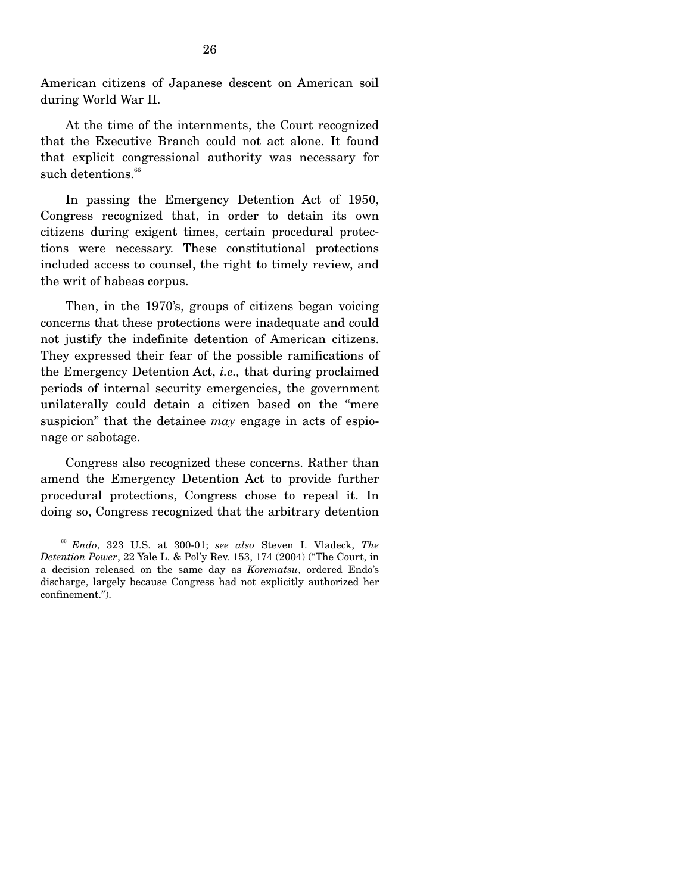American citizens of Japanese descent on American soil during World War II.

At the time of the internments, the Court recognized that the Executive Branch could not act alone. It found that explicit congressional authority was necessary for such detentions.[66]

In passing the Emergency Detention Act of 1950, Congress recognized that, in order to detain its own citizens during exigent times, certain procedural protections were necessary. These constitutional protections included access to counsel, the right to timely review, and the writ of habeas corpus.

Then, in the 1970's, groups of citizens began voicing concerns that these protections were inadequate and could not justify the indefinite detention of American citizens. They expressed their fear of the possible ramifications of the Emergency Detention Act, *i.e.,* that during proclaimed periods of internal security emergencies, the government unilaterally could detain a citizen based on the "mere suspicion" that the detainee *may* engage in acts of espionage or sabotage.

Congress also recognized these concerns. Rather than amend the Emergency Detention Act to provide further procedural protections, Congress chose to repeal it. In doing so, Congress recognized that the arbitrary detention

---

[66] *Endo*, 323 U.S. at 300-01; *see also* Steven I. Vladeck, *The Detention Power*, 22 Yale L. & Pol'y Rev. 153, 174 (2004) ("The Court, in a decision released on the same day as *Korematsu*, ordered Endo's discharge, largely because Congress had not explicitly authorized her confinement.").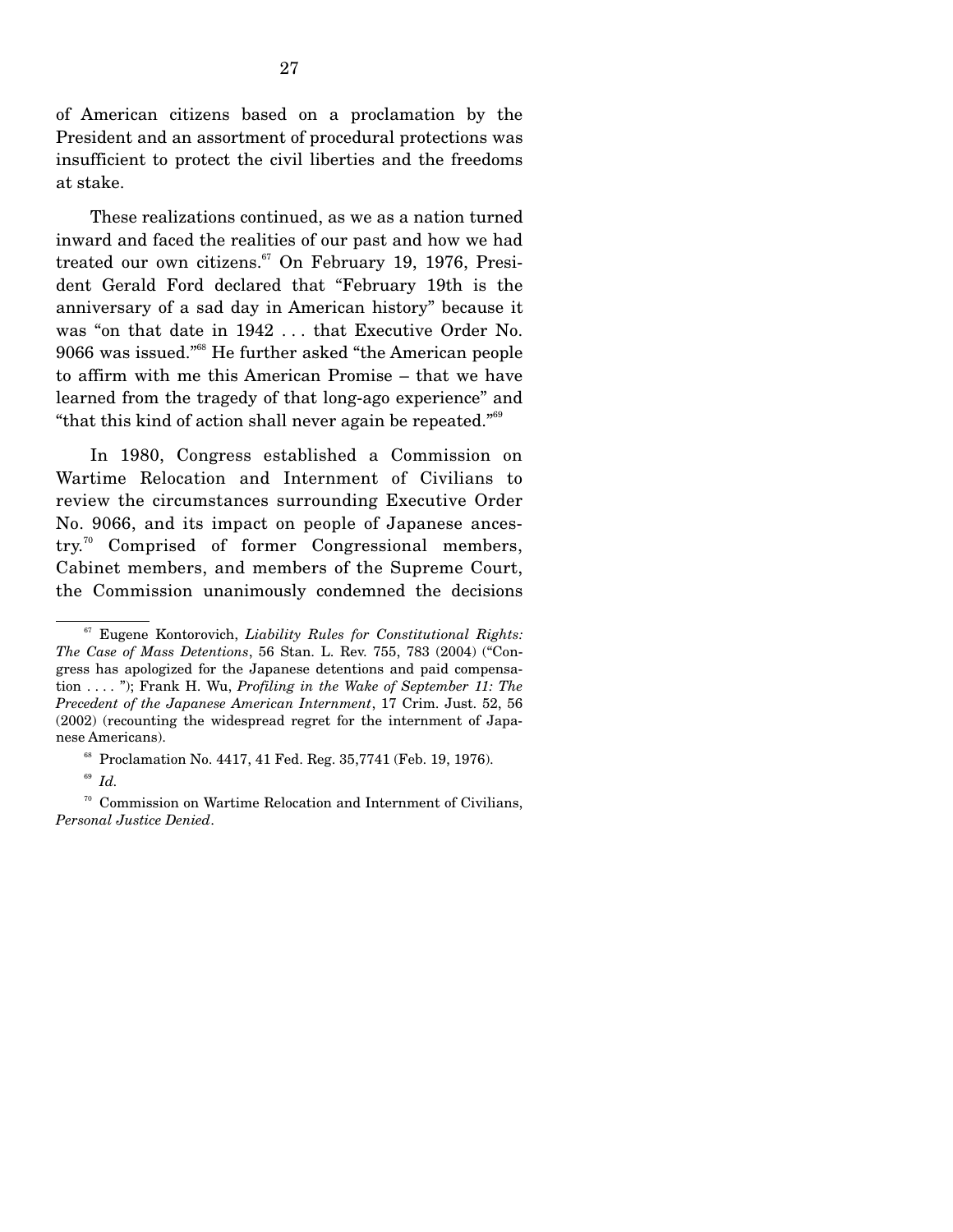of American citizens based on a proclamation by the President and an assortment of procedural protections was insufficient to protect the civil liberties and the freedoms at stake.

These realizations continued, as we as a nation turned inward and faced the realities of our past and how we had treated our own citizens.[67] On February 19, 1976, President Gerald Ford declared that "February 19th is the anniversary of a sad day in American history" because it was "on that date in 1942 . . . that Executive Order No. 9066 was issued."[68] He further asked "the American people to affirm with me this American Promise – that we have learned from the tragedy of that long-ago experience" and "that this kind of action shall never again be repeated."[69]

In 1980, Congress established a Commission on Wartime Relocation and Internment of Civilians to review the circumstances surrounding Executive Order No. 9066, and its impact on people of Japanese ancestry.[70] Comprised of former Congressional members, Cabinet members, and members of the Supreme Court, the Commission unanimously condemned the decisions

---

[67] Eugene Kontorovich, *Liability Rules for Constitutional Rights: The Case of Mass Detentions*, 56 Stan. L. Rev. 755, 783 (2004) ("Congress has apologized for the Japanese detentions and paid compensation . . . . "); Frank H. Wu, *Profiling in the Wake of September 11: The Precedent of the Japanese American Internment*, 17 Crim. Just. 52, 56 (2002) (recounting the widespread regret for the internment of Japanese Americans).

[68] Proclamation No. 4417, 41 Fed. Reg. 35,7741 (Feb. 19, 1976).

[69] *Id.*

[70] Commission on Wartime Relocation and Internment of Civilians, *Personal Justice Denied*.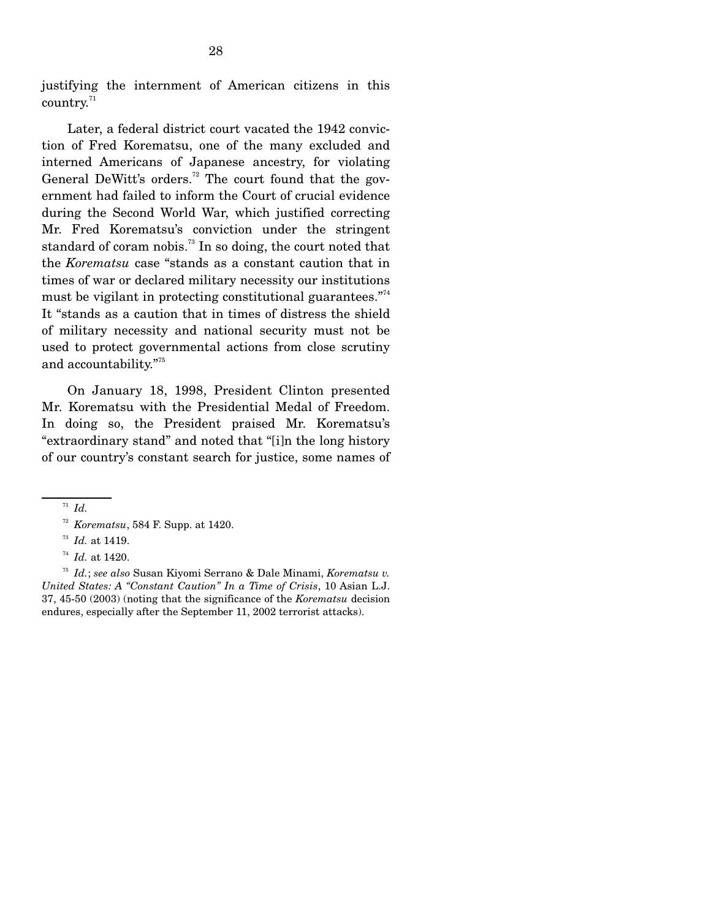justifying the internment of American citizens in this country.[71]

Later, a federal district court vacated the 1942 conviction of Fred Korematsu, one of the many excluded and interned Americans of Japanese ancestry, for violating General DeWitt's orders.[72] The court found that the government had failed to inform the Court of crucial evidence during the Second World War, which justified correcting Mr. Fred Korematsu's conviction under the stringent standard of coram nobis.[73] In so doing, the court noted that the *Korematsu* case "stands as a constant caution that in times of war or declared military necessity our institutions must be vigilant in protecting constitutional guarantees."[74] It "stands as a caution that in times of distress the shield of military necessity and national security must not be used to protect governmental actions from close scrutiny and accountability."[75]

On January 18, 1998, President Clinton presented Mr. Korematsu with the Presidential Medal of Freedom. In doing so, the President praised Mr. Korematsu's "extraordinary stand" and noted that "[i]n the long history of our country's constant search for justice, some names of

---

[71] *Id.*

[72] *Korematsu*, 584 F. Supp. at 1420.

[73] *Id.* at 1419.

[74] *Id.* at 1420.

[75] *Id.*; *see also* Susan Kiyomi Serrano & Dale Minami, *Korematsu v. United States: A "Constant Caution" In a Time of Crisis*, 10 Asian L.J. 37, 45-50 (2003) (noting that the significance of the *Korematsu* decision endures, especially after the September 11, 2002 terrorist attacks).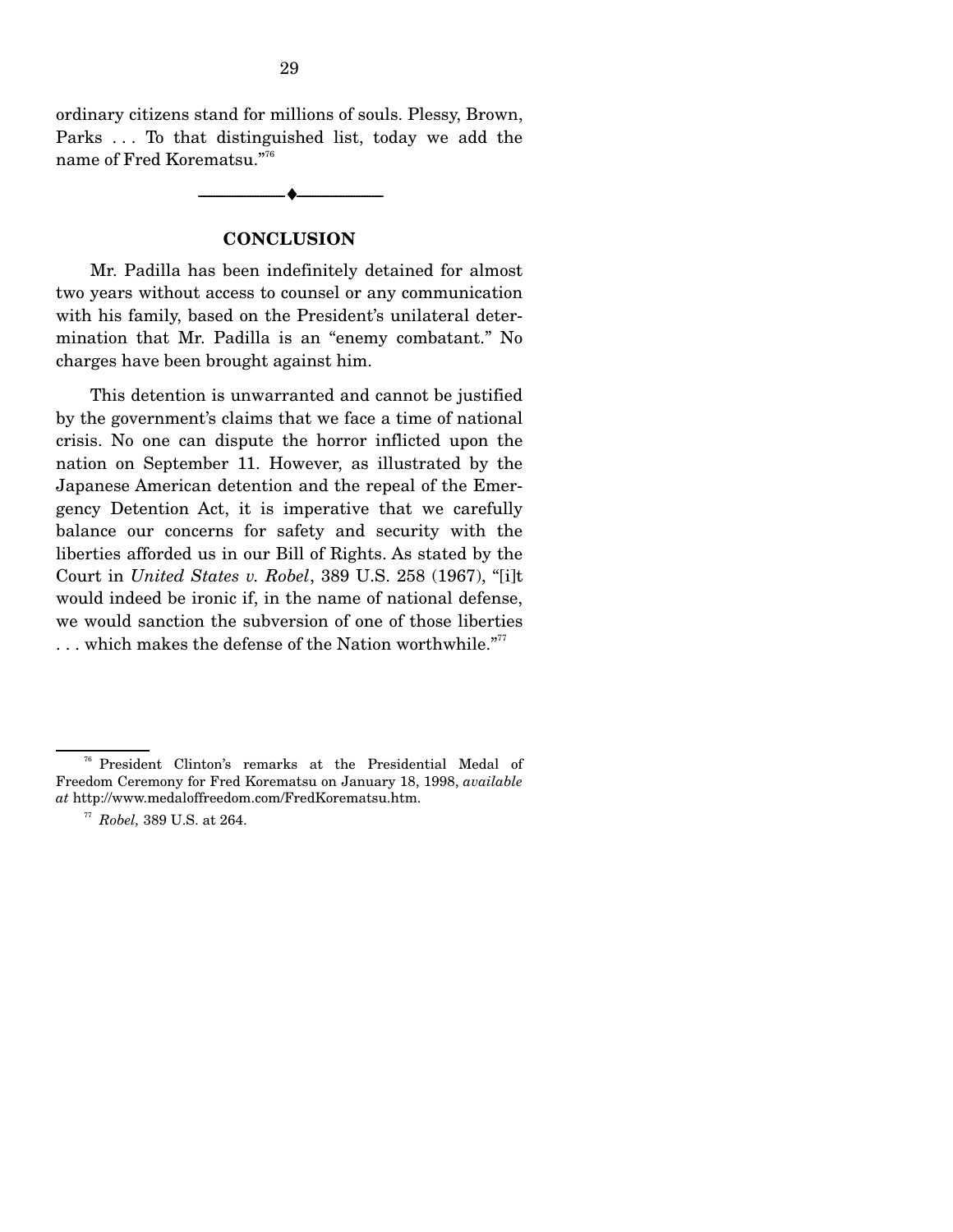ordinary citizens stand for millions of souls. Plessy, Brown, Parks . . . To that distinguished list, today we add the name of Fred Korematsu."[76]

---

## CONCLUSION

Mr. Padilla has been indefinitely detained for almost two years without access to counsel or any communication with his family, based on the President's unilateral determination that Mr. Padilla is an "enemy combatant." No charges have been brought against him.

This detention is unwarranted and cannot be justified by the government's claims that we face a time of national crisis. No one can dispute the horror inflicted upon the nation on September 11. However, as illustrated by the Japanese American detention and the repeal of the Emergency Detention Act, it is imperative that we carefully balance our concerns for safety and security with the liberties afforded us in our Bill of Rights. As stated by the Court in *United States v. Robel*, 389 U.S. 258 (1967), "[i]t would indeed be ironic if, in the name of national defense, we would sanction the subversion of one of those liberties . . . which makes the defense of the Nation worthwhile."[77]

---

[76] President Clinton's remarks at the Presidential Medal of Freedom Ceremony for Fred Korematsu on January 18, 1998, *available at* http://www.medaloffreedom.com/FredKorematsu.htm.

[77] *Robel,* 389 U.S. at 264.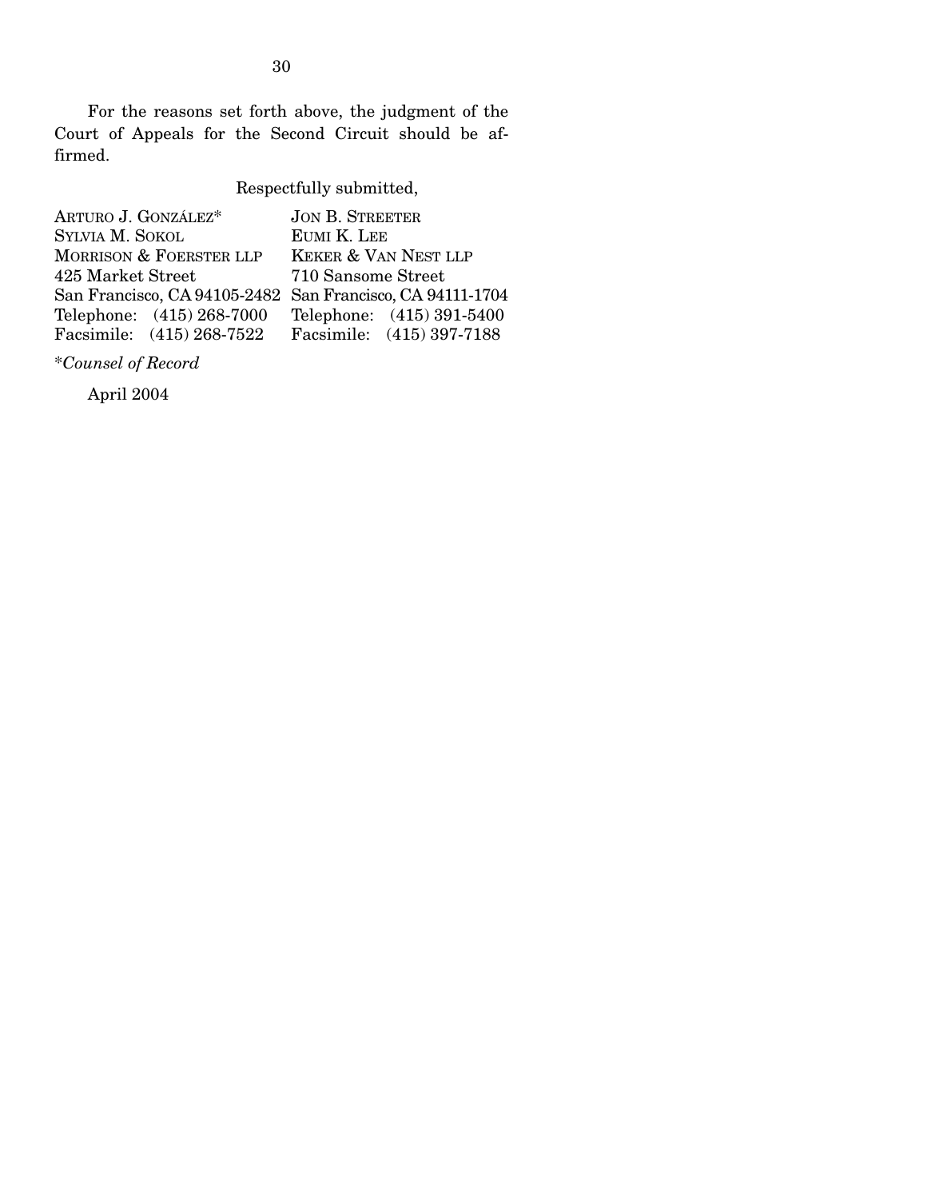For the reasons set forth above, the judgment of the Court of Appeals for the Second Circuit should be affirmed.

Respectfully submitted,

| | |
|---|---|
| ARTURO J. GONZÁLEZ* | JON B. STREETER |
| SYLVIA M. SOKOL | EUMI K. LEE |
| MORRISON & FOERSTER LLP | KEKER & VAN NEST LLP |
| 425 Market Street | 710 Sansome Street |
| San Francisco, CA 94105-2482 | San Francisco, CA 94111-1704 |
| Telephone: (415) 268-7000 | Telephone: (415) 391-5400 |
| Facsimile: (415) 268-7522 | Facsimile: (415) 397-7188 |

*\*Counsel of Record*

April 2004